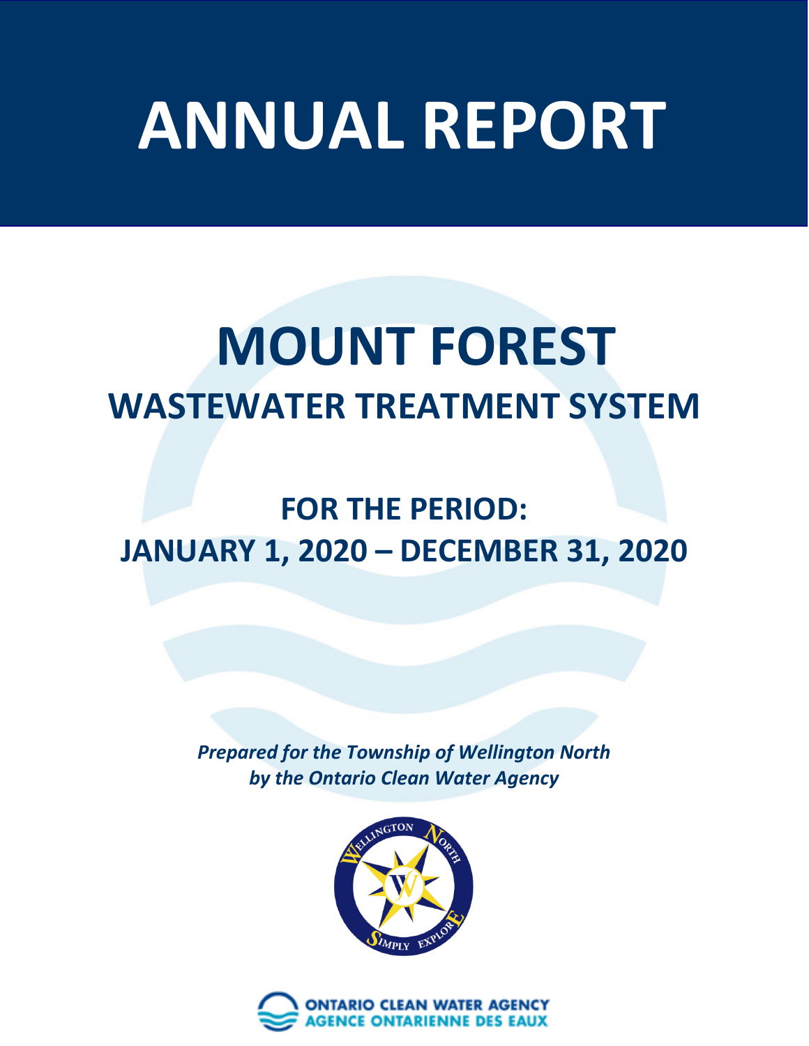# ANNUAL REPORT

# MOUNT FOREST

## WASTEWATER TREATMENT SYSTEM

## FOR THE PERIOD:
## JANUARY 1, 2020 – DECEMBER 31, 2020

***Prepared for the Township of Wellington North***
***by the Ontario Clean Water Agency***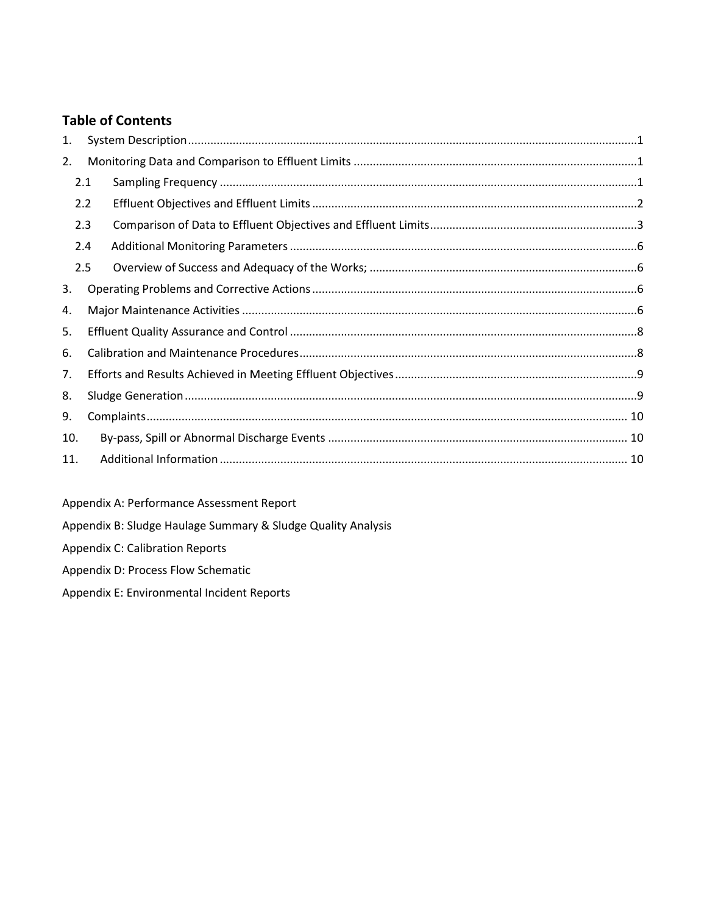## Table of Contents

1. System Description....1
2. Monitoring Data and Comparison to Effluent Limits....1
   - 2.1 Sampling Frequency....1
   - 2.2 Effluent Objectives and Effluent Limits....2
   - 2.3 Comparison of Data to Effluent Objectives and Effluent Limits....3
   - 2.4 Additional Monitoring Parameters....6
   - 2.5 Overview of Success and Adequacy of the Works;....6
3. Operating Problems and Corrective Actions....6
4. Major Maintenance Activities....6
5. Effluent Quality Assurance and Control....8
6. Calibration and Maintenance Procedures....8
7. Efforts and Results Achieved in Meeting Effluent Objectives....9
8. Sludge Generation....9
9. Complaints....10
10. By-pass, Spill or Abnormal Discharge Events....10
11. Additional Information....10

Appendix A: Performance Assessment Report

Appendix B: Sludge Haulage Summary & Sludge Quality Analysis

Appendix C: Calibration Reports

Appendix D: Process Flow Schematic

Appendix E: Environmental Incident Reports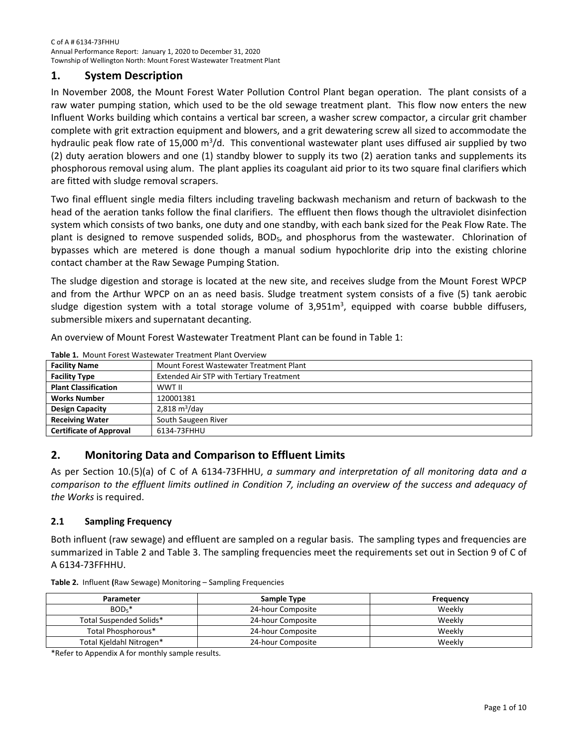## 1. System Description

In November 2008, the Mount Forest Water Pollution Control Plant began operation. The plant consists of a raw water pumping station, which used to be the old sewage treatment plant. This flow now enters the new Influent Works building which contains a vertical bar screen, a washer screw compactor, a circular grit chamber complete with grit extraction equipment and blowers, and a grit dewatering screw all sized to accommodate the hydraulic peak flow rate of 15,000 $m^3$/d. This conventional wastewater plant uses diffused air supplied by two (2) duty aeration blowers and one (1) standby blower to supply its two (2) aeration tanks and supplements its phosphorous removal using alum. The plant applies its coagulant aid prior to its two square final clarifiers which are fitted with sludge removal scrapers.

Two final effluent single media filters including traveling backwash mechanism and return of backwash to the head of the aeration tanks follow the final clarifiers. The effluent then flows though the ultraviolet disinfection system which consists of two banks, one duty and one standby, with each bank sized for the Peak Flow Rate. The plant is designed to remove suspended solids, $BOD_5$, and phosphorus from the wastewater. Chlorination of bypasses which are metered is done though a manual sodium hypochlorite drip into the existing chlorine contact chamber at the Raw Sewage Pumping Station.

The sludge digestion and storage is located at the new site, and receives sludge from the Mount Forest WPCP and from the Arthur WPCP on an as need basis. Sludge treatment system consists of a five (5) tank aerobic sludge digestion system with a total storage volume of 3,951$m^3$, equipped with coarse bubble diffusers, submersible mixers and supernatant decanting.

An overview of Mount Forest Wastewater Treatment Plant can be found in Table 1:

**Table 1.** Mount Forest Wastewater Treatment Plant Overview

| **Facility Name** | Mount Forest Wastewater Treatment Plant |
|---|---|
| **Facility Type** | Extended Air STP with Tertiary Treatment |
| **Plant Classification** | WWT II |
| **Works Number** | 120001381 |
| **Design Capacity** | 2,818 $m^3$/day |
| **Receiving Water** | South Saugeen River |
| **Certificate of Approval** | 6134-73FHHU |

## 2. Monitoring Data and Comparison to Effluent Limits

As per Section 10.(5)(a) of C of A 6134-73FHHU, *a summary and interpretation of all monitoring data and a comparison to the effluent limits outlined in Condition 7, including an overview of the success and adequacy of the Works* is required.

### 2.1 Sampling Frequency

Both influent (raw sewage) and effluent are sampled on a regular basis. The sampling types and frequencies are summarized in Table 2 and Table 3. The sampling frequencies meet the requirements set out in Section 9 of C of A 6134-73FFHHU.

**Table 2.** Influent **(**Raw Sewage) Monitoring – Sampling Frequencies

| Parameter | Sample Type | Frequency |
|---|---|---|
| $BOD_5$* | 24-hour Composite | Weekly |
| Total Suspended Solids* | 24-hour Composite | Weekly |
| Total Phosphorous* | 24-hour Composite | Weekly |
| Total Kjeldahl Nitrogen* | 24-hour Composite | Weekly |

*Refer to Appendix A for monthly sample results.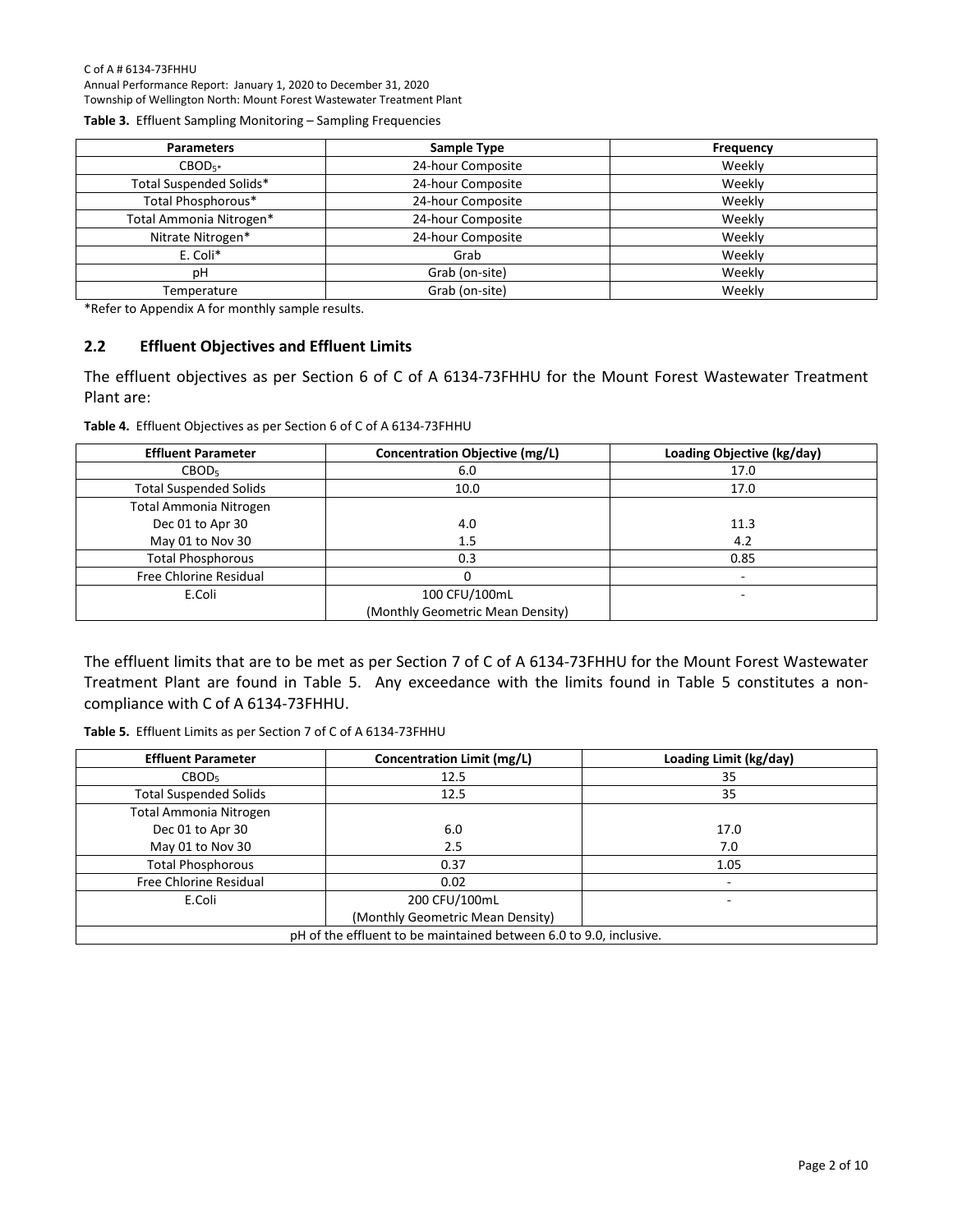**Table 3.** Effluent Sampling Monitoring – Sampling Frequencies

| Parameters | Sample Type | Frequency |
|---|---|---|
| $CBOD_5$* | 24-hour Composite | Weekly |
| Total Suspended Solids* | 24-hour Composite | Weekly |
| Total Phosphorous* | 24-hour Composite | Weekly |
| Total Ammonia Nitrogen* | 24-hour Composite | Weekly |
| Nitrate Nitrogen* | 24-hour Composite | Weekly |
| E. Coli* | Grab | Weekly |
| pH | Grab (on-site) | Weekly |
| Temperature | Grab (on-site) | Weekly |

*Refer to Appendix A for monthly sample results.

## 2.2 Effluent Objectives and Effluent Limits

The effluent objectives as per Section 6 of C of A 6134-73FHHU for the Mount Forest Wastewater Treatment Plant are:

**Table 4.** Effluent Objectives as per Section 6 of C of A 6134-73FHHU

| Effluent Parameter | Concentration Objective (mg/L) | Loading Objective (kg/day) |
|---|---|---|
| $CBOD_5$ | 6.0 | 17.0 |
| Total Suspended Solids | 10.0 | 17.0 |
| Total Ammonia Nitrogen | | |
| Dec 01 to Apr 30 | 4.0 | 11.3 |
| May 01 to Nov 30 | 1.5 | 4.2 |
| Total Phosphorous | 0.3 | 0.85 |
| Free Chlorine Residual | 0 | - |
| E.Coli | 100 CFU/100mL (Monthly Geometric Mean Density) | - |

The effluent limits that are to be met as per Section 7 of C of A 6134-73FHHU for the Mount Forest Wastewater Treatment Plant are found in Table 5. Any exceedance with the limits found in Table 5 constitutes a non-compliance with C of A 6134-73FHHU.

**Table 5.** Effluent Limits as per Section 7 of C of A 6134-73FHHU

| Effluent Parameter | Concentration Limit (mg/L) | Loading Limit (kg/day) |
|---|---|---|
| $CBOD_5$ | 12.5 | 35 |
| Total Suspended Solids | 12.5 | 35 |
| Total Ammonia Nitrogen | | |
| Dec 01 to Apr 30 | 6.0 | 17.0 |
| May 01 to Nov 30 | 2.5 | 7.0 |
| Total Phosphorous | 0.37 | 1.05 |
| Free Chlorine Residual | 0.02 | - |
| E.Coli | 200 CFU/100mL (Monthly Geometric Mean Density) | - |
| pH of the effluent to be maintained between 6.0 to 9.0, inclusive. | | |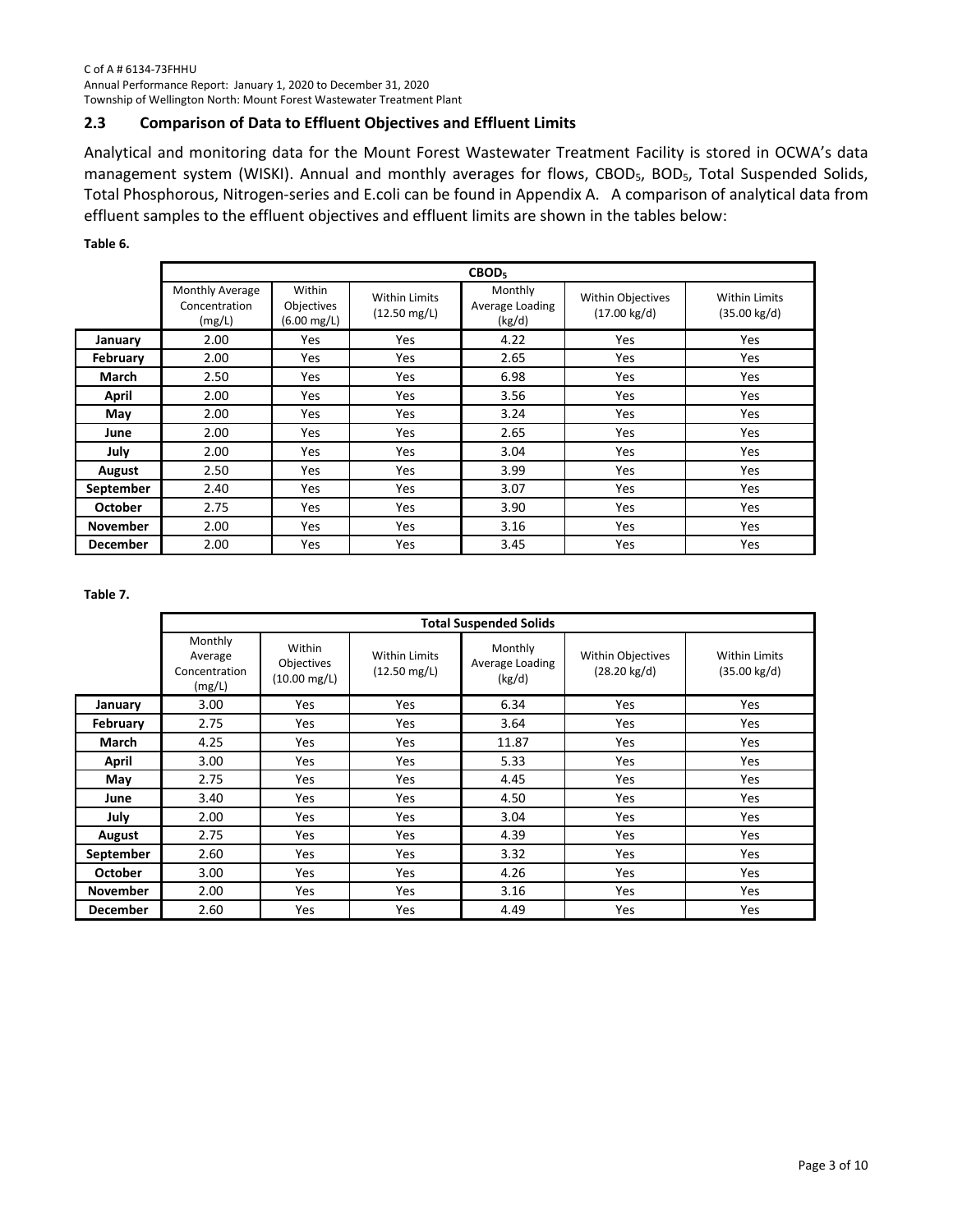## 2.3 Comparison of Data to Effluent Objectives and Effluent Limits

Analytical and monitoring data for the Mount Forest Wastewater Treatment Facility is stored in OCWA's data management system (WISKI). Annual and monthly averages for flows, $CBOD_5$, $BOD_5$, Total Suspended Solids, Total Phosphorous, Nitrogen-series and E.coli can be found in Appendix A. A comparison of analytical data from effluent samples to the effluent objectives and effluent limits are shown in the tables below:

**Table 6.**

| | $CBOD_5$ | | | | | |
|---|---|---|---|---|---|---|
| | Monthly Average Concentration (mg/L) | Within Objectives (6.00 mg/L) | Within Limits (12.50 mg/L) | Monthly Average Loading (kg/d) | Within Objectives (17.00 kg/d) | Within Limits (35.00 kg/d) |
| **January** | 2.00 | Yes | Yes | 4.22 | Yes | Yes |
| **February** | 2.00 | Yes | Yes | 2.65 | Yes | Yes |
| **March** | 2.50 | Yes | Yes | 6.98 | Yes | Yes |
| **April** | 2.00 | Yes | Yes | 3.56 | Yes | Yes |
| **May** | 2.00 | Yes | Yes | 3.24 | Yes | Yes |
| **June** | 2.00 | Yes | Yes | 2.65 | Yes | Yes |
| **July** | 2.00 | Yes | Yes | 3.04 | Yes | Yes |
| **August** | 2.50 | Yes | Yes | 3.99 | Yes | Yes |
| **September** | 2.40 | Yes | Yes | 3.07 | Yes | Yes |
| **October** | 2.75 | Yes | Yes | 3.90 | Yes | Yes |
| **November** | 2.00 | Yes | Yes | 3.16 | Yes | Yes |
| **December** | 2.00 | Yes | Yes | 3.45 | Yes | Yes |

**Table 7.**

| | Total Suspended Solids | | | | | |
|---|---|---|---|---|---|---|
| | Monthly Average Concentration (mg/L) | Within Objectives (10.00 mg/L) | Within Limits (12.50 mg/L) | Monthly Average Loading (kg/d) | Within Objectives (28.20 kg/d) | Within Limits (35.00 kg/d) |
| **January** | 3.00 | Yes | Yes | 6.34 | Yes | Yes |
| **February** | 2.75 | Yes | Yes | 3.64 | Yes | Yes |
| **March** | 4.25 | Yes | Yes | 11.87 | Yes | Yes |
| **April** | 3.00 | Yes | Yes | 5.33 | Yes | Yes |
| **May** | 2.75 | Yes | Yes | 4.45 | Yes | Yes |
| **June** | 3.40 | Yes | Yes | 4.50 | Yes | Yes |
| **July** | 2.00 | Yes | Yes | 3.04 | Yes | Yes |
| **August** | 2.75 | Yes | Yes | 4.39 | Yes | Yes |
| **September** | 2.60 | Yes | Yes | 3.32 | Yes | Yes |
| **October** | 3.00 | Yes | Yes | 4.26 | Yes | Yes |
| **November** | 2.00 | Yes | Yes | 3.16 | Yes | Yes |
| **December** | 2.60 | Yes | Yes | 4.49 | Yes | Yes |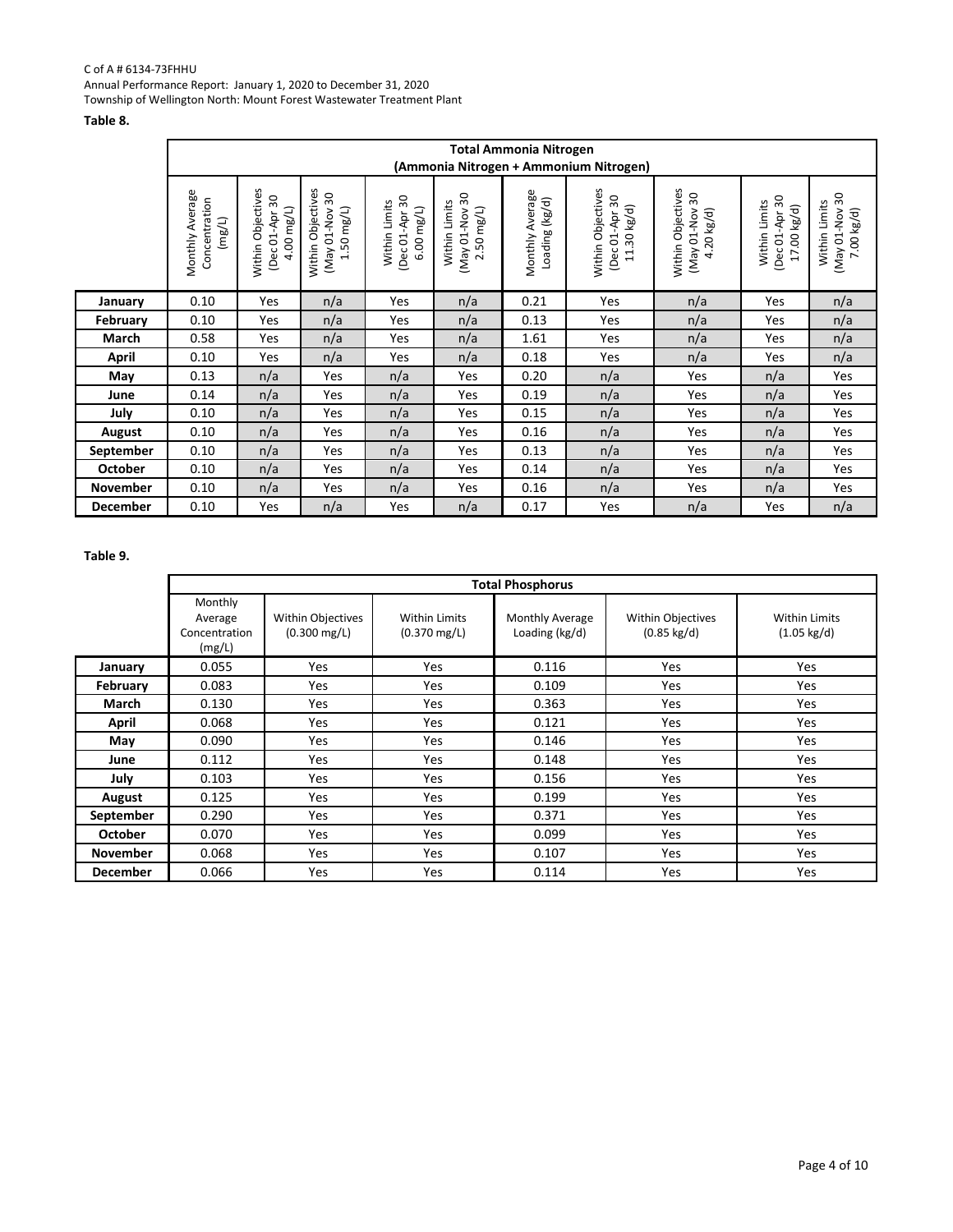C of A # 6134-73FHHU
Annual Performance Report: January 1, 2020 to December 31, 2020
Township of Wellington North: Mount Forest Wastewater Treatment Plant

**Table 8.**

| | Total Ammonia Nitrogen (Ammonia Nitrogen + Ammonium Nitrogen) | | | | | | | | | |
|---|---|---|---|---|---|---|---|---|---|---|
| | Monthly Average Concentration (mg/L) | Within Objectives (Dec 01-Apr 30 4.00 mg/L) | Within Objectives (May 01-Nov 30 1.50 mg/L) | Within Limits (Dec 01-Apr 30 6.00 mg/L) | Within Limits (May 01-Nov 30 2.50 mg/L) | Monthly Average Loading (kg/d) | Within Objectives (Dec 01-Apr 30 11.30 kg/d) | Within Objectives (May 01-Nov 30 4.20 kg/d) | Within Limits (Dec 01-Apr 30 17.00 kg/d) | Within Limits (May 01-Nov 30 7.00 kg/d) |
| **January** | 0.10 | Yes | n/a | Yes | n/a | 0.21 | Yes | n/a | Yes | n/a |
| **February** | 0.10 | Yes | n/a | Yes | n/a | 0.13 | Yes | n/a | Yes | n/a |
| **March** | 0.58 | Yes | n/a | Yes | n/a | 1.61 | Yes | n/a | Yes | n/a |
| **April** | 0.10 | Yes | n/a | Yes | n/a | 0.18 | Yes | n/a | Yes | n/a |
| **May** | 0.13 | n/a | Yes | n/a | Yes | 0.20 | n/a | Yes | n/a | Yes |
| **June** | 0.14 | n/a | Yes | n/a | Yes | 0.19 | n/a | Yes | n/a | Yes |
| **July** | 0.10 | n/a | Yes | n/a | Yes | 0.15 | n/a | Yes | n/a | Yes |
| **August** | 0.10 | n/a | Yes | n/a | Yes | 0.16 | n/a | Yes | n/a | Yes |
| **September** | 0.10 | n/a | Yes | n/a | Yes | 0.13 | n/a | Yes | n/a | Yes |
| **October** | 0.10 | n/a | Yes | n/a | Yes | 0.14 | n/a | Yes | n/a | Yes |
| **November** | 0.10 | n/a | Yes | n/a | Yes | 0.16 | n/a | Yes | n/a | Yes |
| **December** | 0.10 | Yes | n/a | Yes | n/a | 0.17 | Yes | n/a | Yes | n/a |

**Table 9.**

| | Total Phosphorus | | | | | |
|---|---|---|---|---|---|---|
| | Monthly Average Concentration (mg/L) | Within Objectives (0.300 mg/L) | Within Limits (0.370 mg/L) | Monthly Average Loading (kg/d) | Within Objectives (0.85 kg/d) | Within Limits (1.05 kg/d) |
| **January** | 0.055 | Yes | Yes | 0.116 | Yes | Yes |
| **February** | 0.083 | Yes | Yes | 0.109 | Yes | Yes |
| **March** | 0.130 | Yes | Yes | 0.363 | Yes | Yes |
| **April** | 0.068 | Yes | Yes | 0.121 | Yes | Yes |
| **May** | 0.090 | Yes | Yes | 0.146 | Yes | Yes |
| **June** | 0.112 | Yes | Yes | 0.148 | Yes | Yes |
| **July** | 0.103 | Yes | Yes | 0.156 | Yes | Yes |
| **August** | 0.125 | Yes | Yes | 0.199 | Yes | Yes |
| **September** | 0.290 | Yes | Yes | 0.371 | Yes | Yes |
| **October** | 0.070 | Yes | Yes | 0.099 | Yes | Yes |
| **November** | 0.068 | Yes | Yes | 0.107 | Yes | Yes |
| **December** | 0.066 | Yes | Yes | 0.114 | Yes | Yes |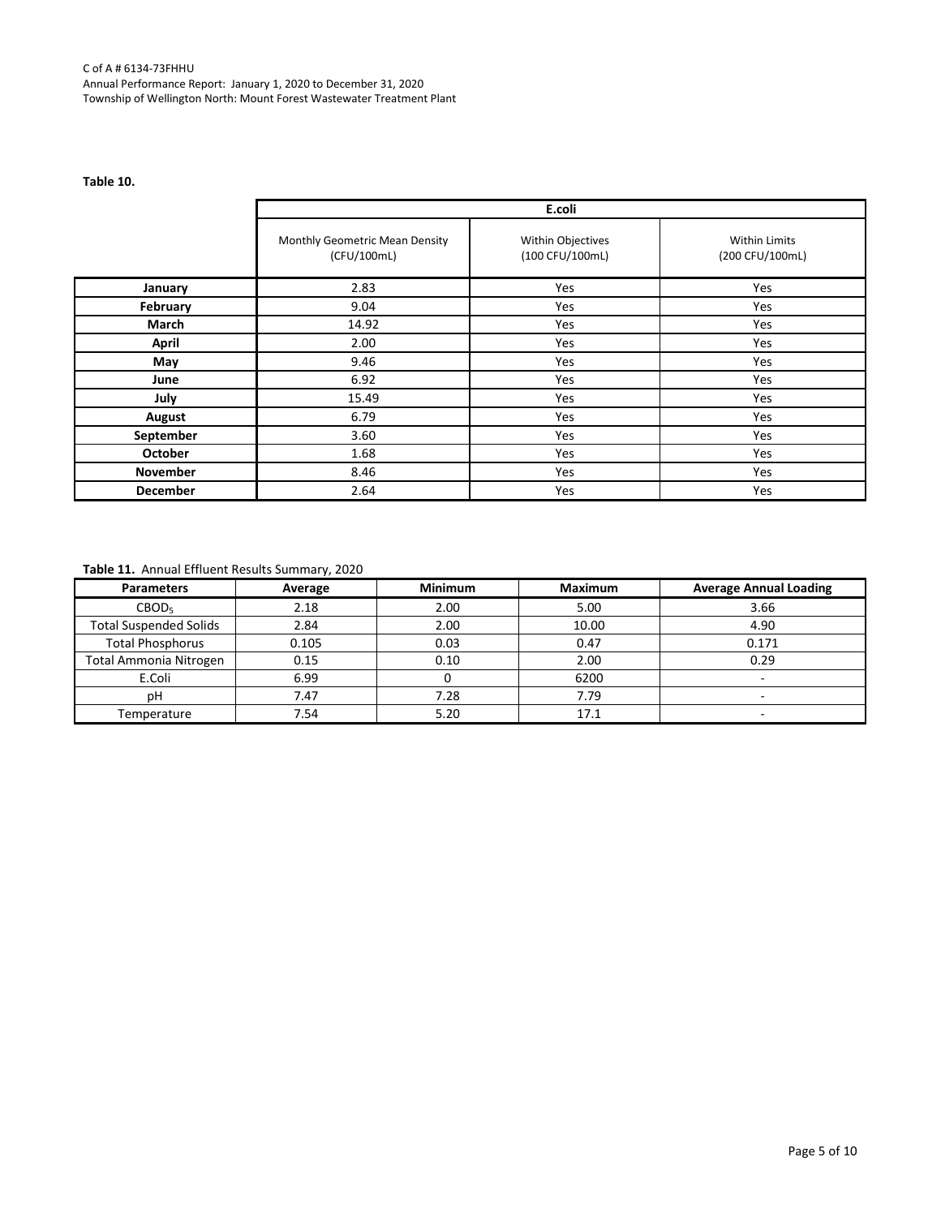**Table 10.**

| | E.coli | | |
|---|---|---|---|
| | Monthly Geometric Mean Density (CFU/100mL) | Within Objectives (100 CFU/100mL) | Within Limits (200 CFU/100mL) |
| **January** | 2.83 | Yes | Yes |
| **February** | 9.04 | Yes | Yes |
| **March** | 14.92 | Yes | Yes |
| **April** | 2.00 | Yes | Yes |
| **May** | 9.46 | Yes | Yes |
| **June** | 6.92 | Yes | Yes |
| **July** | 15.49 | Yes | Yes |
| **August** | 6.79 | Yes | Yes |
| **September** | 3.60 | Yes | Yes |
| **October** | 1.68 | Yes | Yes |
| **November** | 8.46 | Yes | Yes |
| **December** | 2.64 | Yes | Yes |

**Table 11.** Annual Effluent Results Summary, 2020

| Parameters | Average | Minimum | Maximum | Average Annual Loading |
|---|---|---|---|---|
| $CBOD_5$ | 2.18 | 2.00 | 5.00 | 3.66 |
| Total Suspended Solids | 2.84 | 2.00 | 10.00 | 4.90 |
| Total Phosphorus | 0.105 | 0.03 | 0.47 | 0.171 |
| Total Ammonia Nitrogen | 0.15 | 0.10 | 2.00 | 0.29 |
| E.Coli | 6.99 | 0 | 6200 | - |
| pH | 7.47 | 7.28 | 7.79 | - |
| Temperature | 7.54 | 5.20 | 17.1 | - |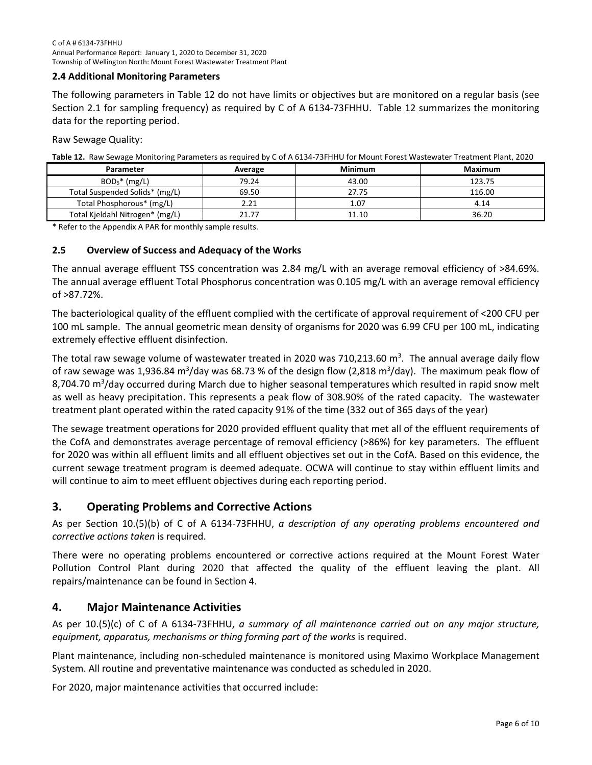### 2.4 Additional Monitoring Parameters

The following parameters in Table 12 do not have limits or objectives but are monitored on a regular basis (see Section 2.1 for sampling frequency) as required by C of A 6134-73FHHU. Table 12 summarizes the monitoring data for the reporting period.

Raw Sewage Quality:

**Table 12.** Raw Sewage Monitoring Parameters as required by C of A 6134-73FHHU for Mount Forest Wastewater Treatment Plant, 2020

| Parameter | Average | Minimum | Maximum |
|---|---|---|---|
| $BOD_5$* (mg/L) | 79.24 | 43.00 | 123.75 |
| Total Suspended Solids* (mg/L) | 69.50 | 27.75 | 116.00 |
| Total Phosphorous* (mg/L) | 2.21 | 1.07 | 4.14 |
| Total Kjeldahl Nitrogen* (mg/L) | 21.77 | 11.10 | 36.20 |

* Refer to the Appendix A PAR for monthly sample results.

### 2.5 Overview of Success and Adequacy of the Works

The annual average effluent TSS concentration was 2.84 mg/L with an average removal efficiency of >84.69%. The annual average effluent Total Phosphorus concentration was 0.105 mg/L with an average removal efficiency of >87.72%.

The bacteriological quality of the effluent complied with the certificate of approval requirement of <200 CFU per 100 mL sample. The annual geometric mean density of organisms for 2020 was 6.99 CFU per 100 mL, indicating extremely effective effluent disinfection.

The total raw sewage volume of wastewater treated in 2020 was 710,213.60 $m^3$. The annual average daily flow of raw sewage was 1,936.84 $m^3$/day was 68.73 % of the design flow (2,818 $m^3$/day). The maximum peak flow of 8,704.70 $m^3$/day occurred during March due to higher seasonal temperatures which resulted in rapid snow melt as well as heavy precipitation. This represents a peak flow of 308.90% of the rated capacity. The wastewater treatment plant operated within the rated capacity 91% of the time (332 out of 365 days of the year)

The sewage treatment operations for 2020 provided effluent quality that met all of the effluent requirements of the CofA and demonstrates average percentage of removal efficiency (>86%) for key parameters. The effluent for 2020 was within all effluent limits and all effluent objectives set out in the CofA. Based on this evidence, the current sewage treatment program is deemed adequate. OCWA will continue to stay within effluent limits and will continue to aim to meet effluent objectives during each reporting period.

## 3. Operating Problems and Corrective Actions

As per Section 10.(5)(b) of C of A 6134-73FHHU, *a description of any operating problems encountered and corrective actions taken* is required.

There were no operating problems encountered or corrective actions required at the Mount Forest Water Pollution Control Plant during 2020 that affected the quality of the effluent leaving the plant. All repairs/maintenance can be found in Section 4.

## 4. Major Maintenance Activities

As per 10.(5)(c) of C of A 6134-73FHHU, *a summary of all maintenance carried out on any major structure, equipment, apparatus, mechanisms or thing forming part of the works* is required.

Plant maintenance, including non-scheduled maintenance is monitored using Maximo Workplace Management System. All routine and preventative maintenance was conducted as scheduled in 2020.

For 2020, major maintenance activities that occurred include: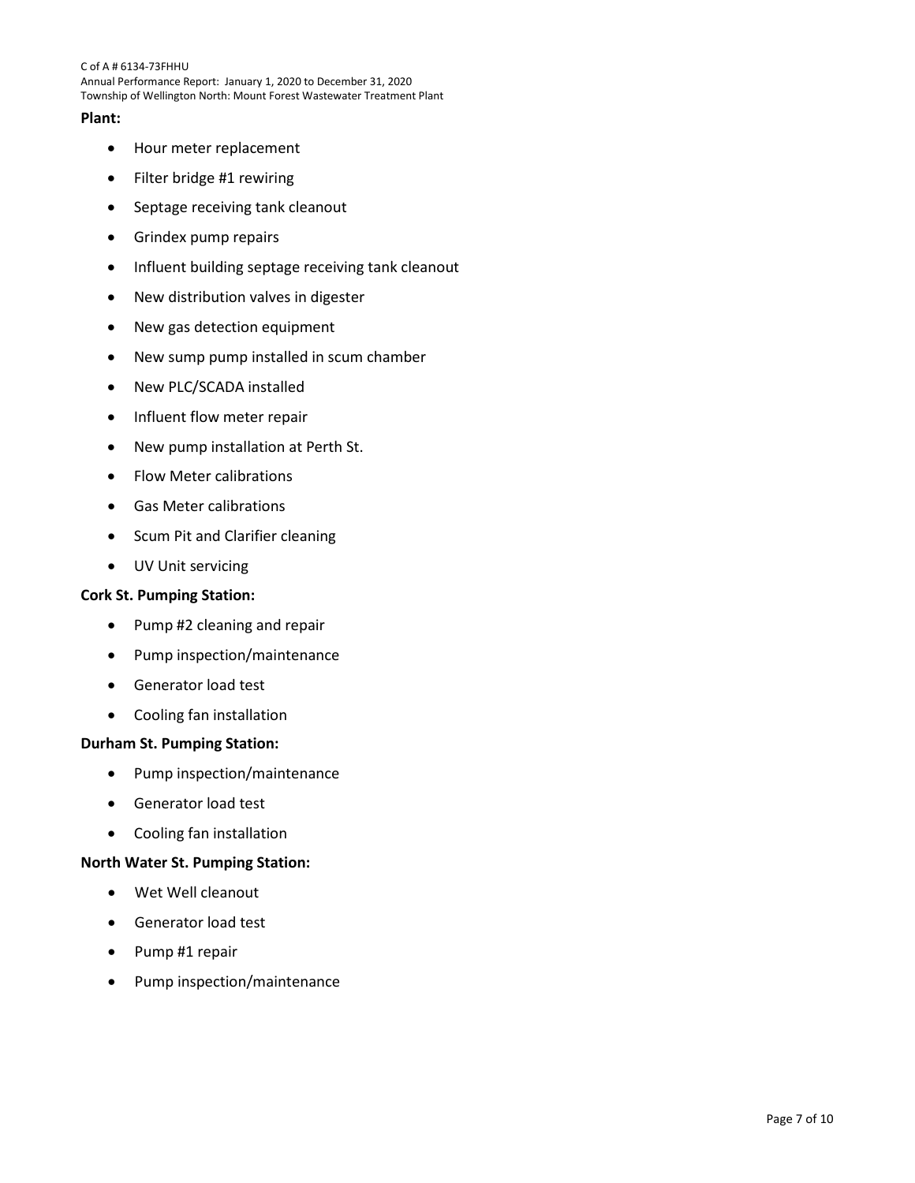**Plant:**

- Hour meter replacement
- Filter bridge #1 rewiring
- Septage receiving tank cleanout
- Grindex pump repairs
- Influent building septage receiving tank cleanout
- New distribution valves in digester
- New gas detection equipment
- New sump pump installed in scum chamber
- New PLC/SCADA installed
- Influent flow meter repair
- New pump installation at Perth St.
- Flow Meter calibrations
- Gas Meter calibrations
- Scum Pit and Clarifier cleaning
- UV Unit servicing

**Cork St. Pumping Station:**

- Pump #2 cleaning and repair
- Pump inspection/maintenance
- Generator load test
- Cooling fan installation

**Durham St. Pumping Station:**

- Pump inspection/maintenance
- Generator load test
- Cooling fan installation

**North Water St. Pumping Station:**

- Wet Well cleanout
- Generator load test
- Pump #1 repair
- Pump inspection/maintenance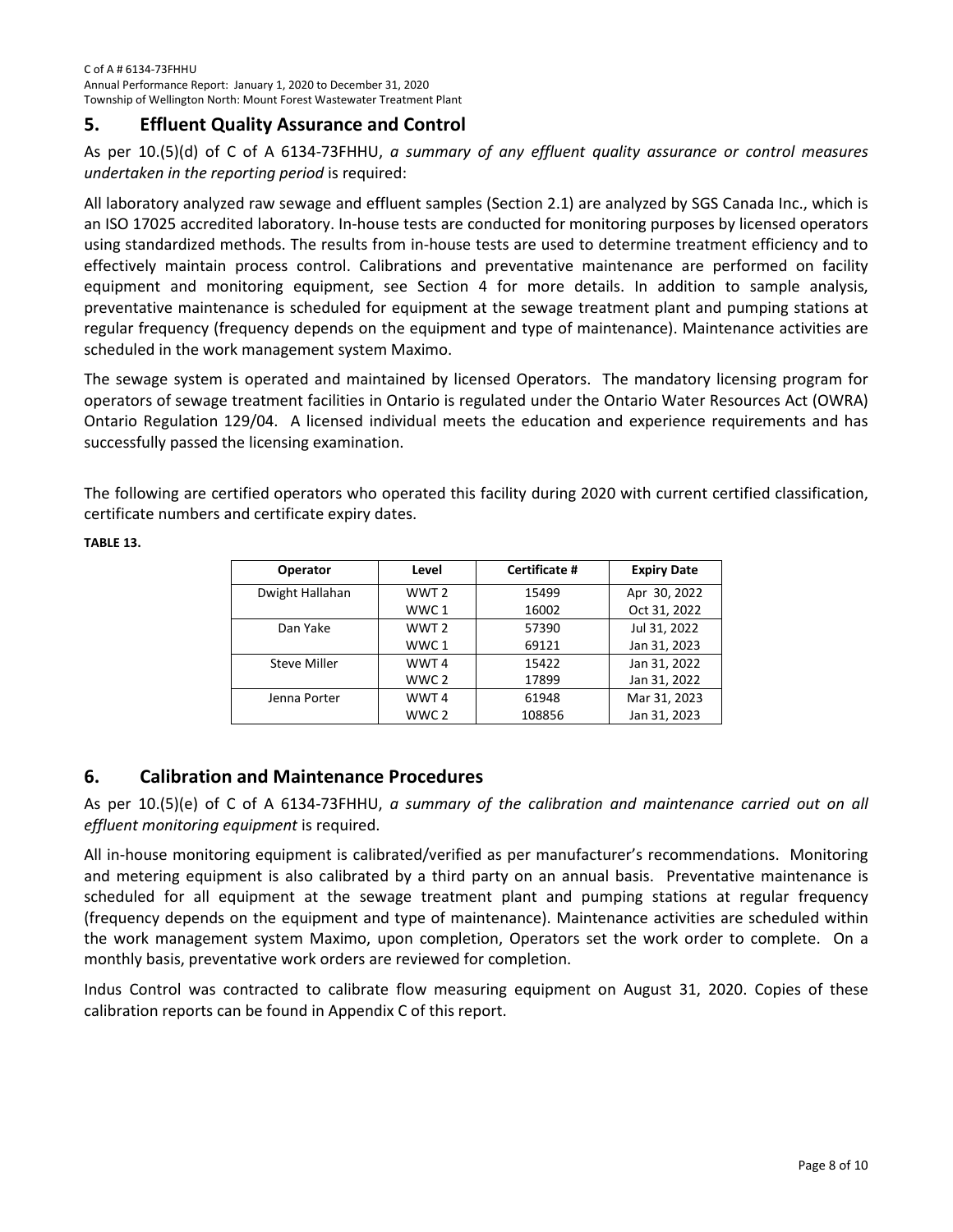## 5. Effluent Quality Assurance and Control

As per 10.(5)(d) of C of A 6134-73FHHU, *a summary of any effluent quality assurance or control measures undertaken in the reporting period* is required:

All laboratory analyzed raw sewage and effluent samples (Section 2.1) are analyzed by SGS Canada Inc., which is an ISO 17025 accredited laboratory. In-house tests are conducted for monitoring purposes by licensed operators using standardized methods. The results from in-house tests are used to determine treatment efficiency and to effectively maintain process control. Calibrations and preventative maintenance are performed on facility equipment and monitoring equipment, see Section 4 for more details. In addition to sample analysis, preventative maintenance is scheduled for equipment at the sewage treatment plant and pumping stations at regular frequency (frequency depends on the equipment and type of maintenance). Maintenance activities are scheduled in the work management system Maximo.

The sewage system is operated and maintained by licensed Operators. The mandatory licensing program for operators of sewage treatment facilities in Ontario is regulated under the Ontario Water Resources Act (OWRA) Ontario Regulation 129/04. A licensed individual meets the education and experience requirements and has successfully passed the licensing examination.

The following are certified operators who operated this facility during 2020 with current certified classification, certificate numbers and certificate expiry dates.

**TABLE 13.**

| Operator | Level | Certificate # | Expiry Date |
|---|---|---|---|
| Dwight Hallahan | WWT 2 | 15499 | Apr 30, 2022 |
| | WWC 1 | 16002 | Oct 31, 2022 |
| Dan Yake | WWT 2 | 57390 | Jul 31, 2022 |
| | WWC 1 | 69121 | Jan 31, 2023 |
| Steve Miller | WWT 4 | 15422 | Jan 31, 2022 |
| | WWC 2 | 17899 | Jan 31, 2022 |
| Jenna Porter | WWT 4 | 61948 | Mar 31, 2023 |
| | WWC 2 | 108856 | Jan 31, 2023 |

## 6. Calibration and Maintenance Procedures

As per 10.(5)(e) of C of A 6134-73FHHU, *a summary of the calibration and maintenance carried out on all effluent monitoring equipment* is required.

All in-house monitoring equipment is calibrated/verified as per manufacturer's recommendations. Monitoring and metering equipment is also calibrated by a third party on an annual basis. Preventative maintenance is scheduled for all equipment at the sewage treatment plant and pumping stations at regular frequency (frequency depends on the equipment and type of maintenance). Maintenance activities are scheduled within the work management system Maximo, upon completion, Operators set the work order to complete. On a monthly basis, preventative work orders are reviewed for completion.

Indus Control was contracted to calibrate flow measuring equipment on August 31, 2020. Copies of these calibration reports can be found in Appendix C of this report.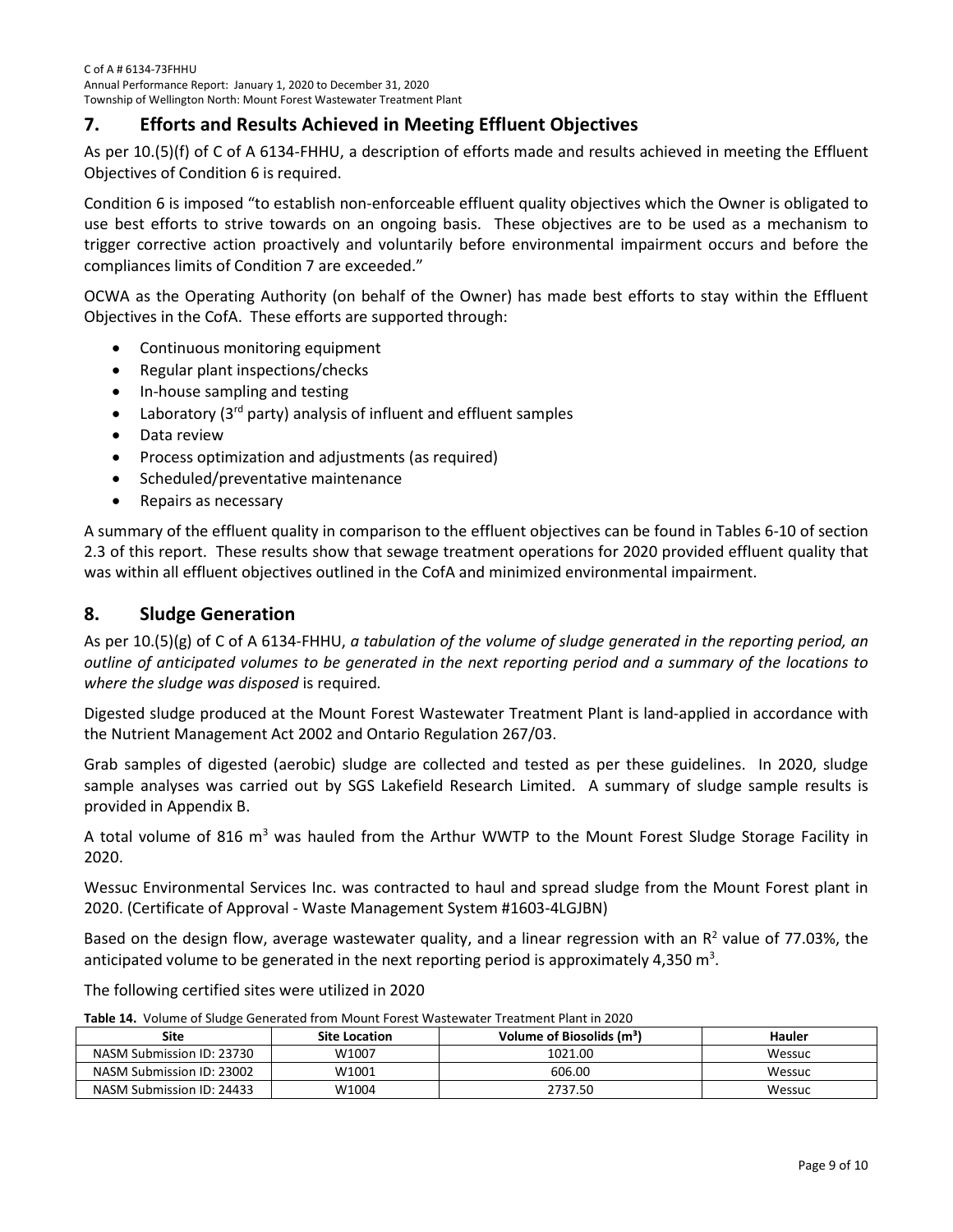## 7. Efforts and Results Achieved in Meeting Effluent Objectives

As per 10.(5)(f) of C of A 6134-FHHU, a description of efforts made and results achieved in meeting the Effluent Objectives of Condition 6 is required.

Condition 6 is imposed "to establish non-enforceable effluent quality objectives which the Owner is obligated to use best efforts to strive towards on an ongoing basis. These objectives are to be used as a mechanism to trigger corrective action proactively and voluntarily before environmental impairment occurs and before the compliances limits of Condition 7 are exceeded."

OCWA as the Operating Authority (on behalf of the Owner) has made best efforts to stay within the Effluent Objectives in the CofA. These efforts are supported through:

- Continuous monitoring equipment
- Regular plant inspections/checks
- In-house sampling and testing
- Laboratory (3rd party) analysis of influent and effluent samples
- Data review
- Process optimization and adjustments (as required)
- Scheduled/preventative maintenance
- Repairs as necessary

A summary of the effluent quality in comparison to the effluent objectives can be found in Tables 6-10 of section 2.3 of this report. These results show that sewage treatment operations for 2020 provided effluent quality that was within all effluent objectives outlined in the CofA and minimized environmental impairment.

## 8. Sludge Generation

As per 10.(5)(g) of C of A 6134-FHHU, *a tabulation of the volume of sludge generated in the reporting period, an outline of anticipated volumes to be generated in the next reporting period and a summary of the locations to where the sludge was disposed* is required.

Digested sludge produced at the Mount Forest Wastewater Treatment Plant is land-applied in accordance with the Nutrient Management Act 2002 and Ontario Regulation 267/03.

Grab samples of digested (aerobic) sludge are collected and tested as per these guidelines. In 2020, sludge sample analyses was carried out by SGS Lakefield Research Limited. A summary of sludge sample results is provided in Appendix B.

A total volume of 816 $m^3$ was hauled from the Arthur WWTP to the Mount Forest Sludge Storage Facility in 2020.

Wessuc Environmental Services Inc. was contracted to haul and spread sludge from the Mount Forest plant in 2020. (Certificate of Approval - Waste Management System #1603-4LGJBN)

Based on the design flow, average wastewater quality, and a linear regression with an $R^2$ value of 77.03%, the anticipated volume to be generated in the next reporting period is approximately 4,350 $m^3$.

The following certified sites were utilized in 2020

**Table 14.** Volume of Sludge Generated from Mount Forest Wastewater Treatment Plant in 2020

| Site | Site Location | Volume of Biosolids ($m^3$) | Hauler |
|---|---|---|---|
| NASM Submission ID: 23730 | W1007 | 1021.00 | Wessuc |
| NASM Submission ID: 23002 | W1001 | 606.00 | Wessuc |
| NASM Submission ID: 24433 | W1004 | 2737.50 | Wessuc |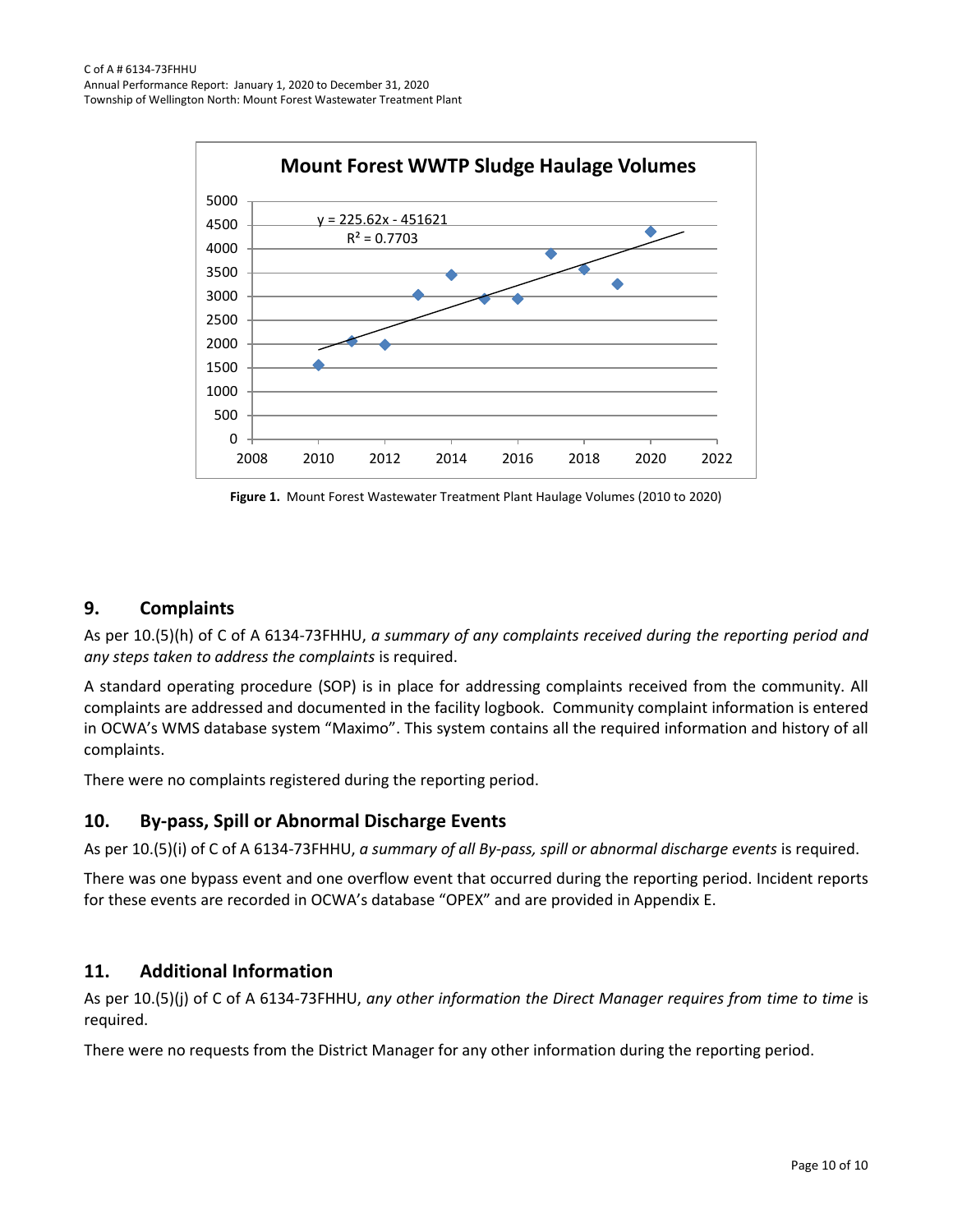**Figure 1.** Mount Forest Wastewater Treatment Plant Haulage Volumes (2010 to 2020)

## 9. Complaints

As per 10.(5)(h) of C of A 6134-73FHHU, *a summary of any complaints received during the reporting period and any steps taken to address the complaints* is required.

A standard operating procedure (SOP) is in place for addressing complaints received from the community. All complaints are addressed and documented in the facility logbook. Community complaint information is entered in OCWA's WMS database system "Maximo". This system contains all the required information and history of all complaints.

There were no complaints registered during the reporting period.

## 10. By-pass, Spill or Abnormal Discharge Events

As per 10.(5)(i) of C of A 6134-73FHHU, *a summary of all By-pass, spill or abnormal discharge events* is required.

There was one bypass event and one overflow event that occurred during the reporting period. Incident reports for these events are recorded in OCWA's database "OPEX" and are provided in Appendix E.

## 11. Additional Information

As per 10.(5)(j) of C of A 6134-73FHHU, *any other information the Direct Manager requires from time to time* is required.

There were no requests from the District Manager for any other information during the reporting period.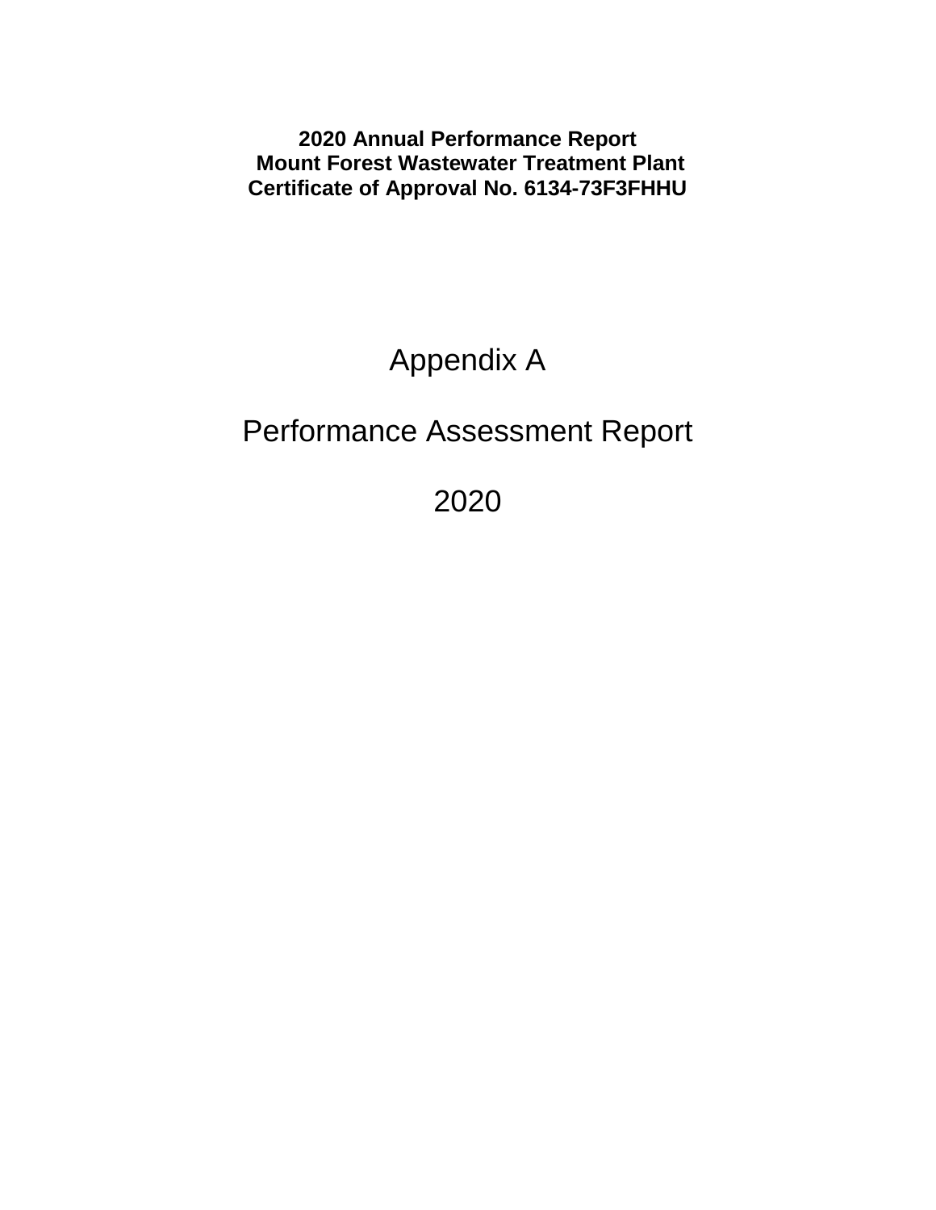**2020 Annual Performance Report**
**Mount Forest Wastewater Treatment Plant**
**Certificate of Approval No. 6134-73F3FHHU**

# Appendix A

# Performance Assessment Report

# 2020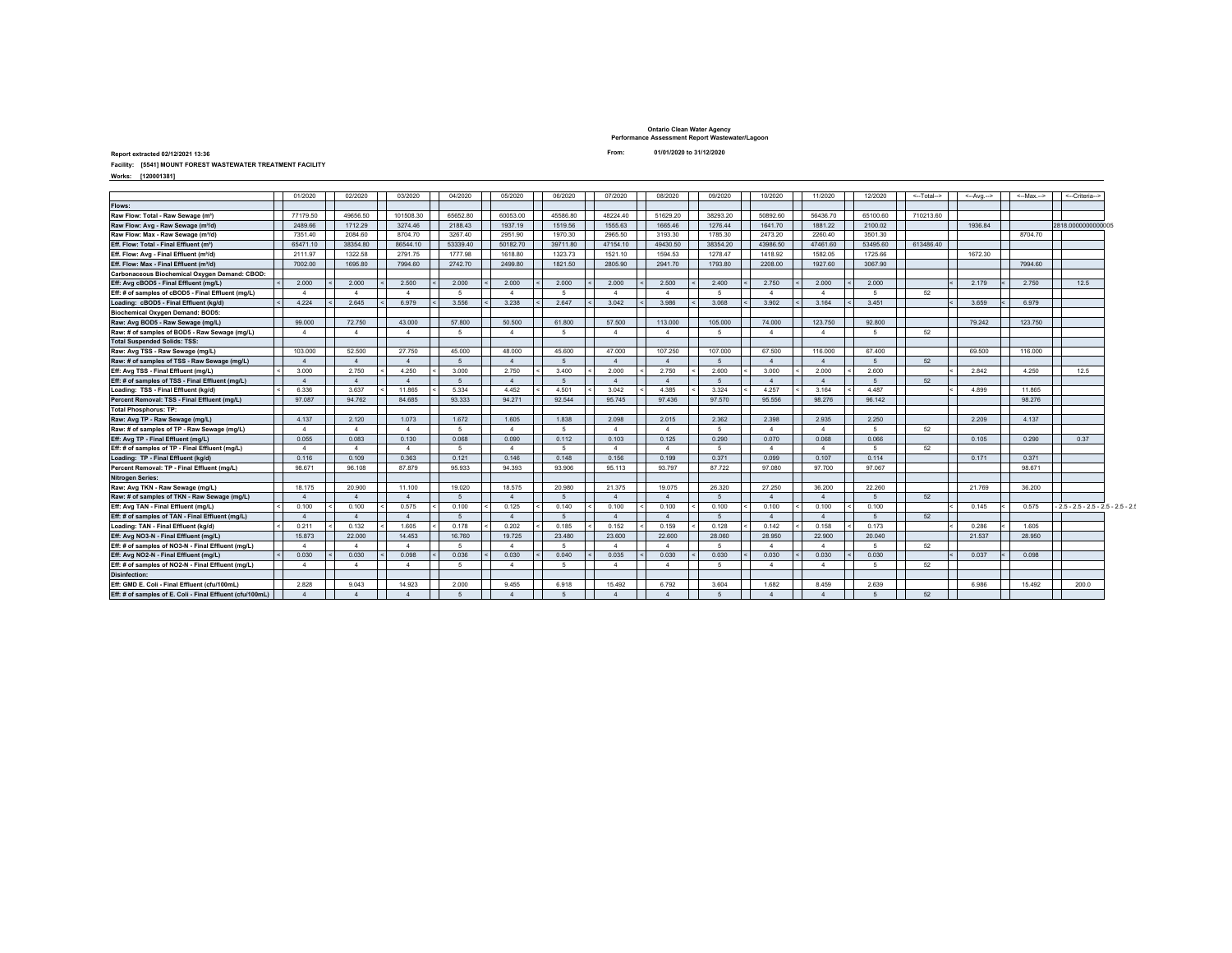**Ontario Clean Water Agency**
**Performance Assessment Report Wastewater/Lagoon**

**Report extracted 02/12/2021 13:36** **From:** 01/01/2020 to 31/12/2020

**Facility: [5541] MOUNT FOREST WASTEWATER TREATMENT FACILITY**

**Works: [120001381]**

| | 01/2020 | 02/2020 | 03/2020 | 04/2020 | 05/2020 | 06/2020 | 07/2020 | 08/2020 | 09/2020 | 10/2020 | 11/2020 | 12/2020 | <--Total--> | <--Avg.--> | <--Max.--> | <--Criteria--> |
|---|---|---|---|---|---|---|---|---|---|---|---|---|---|---|---|---|
| **Flows:** | | | | | | | | | | | | | | | | |
| Raw Flow: Total - Raw Sewage (m³) | 77179.50 | 49656.50 | 101508.30 | 65652.80 | 60053.00 | 45586.80 | 48224.40 | 51629.20 | 38293.20 | 50892.60 | 56436.70 | 65100.60 | 710213.60 | | | |
| Raw Flow: Avg - Raw Sewage (m³/d) | 2489.66 | 1712.29 | 3274.46 | 2188.43 | 1937.19 | 1519.56 | 1555.63 | 1665.46 | 1276.44 | 1641.70 | 1881.22 | 2100.02 | | 1936.84 | | 2818.0000000000005 |
| Raw Flow: Max - Raw Sewage (m³/d) | 7351.40 | 2084.60 | 8704.70 | 3267.40 | 2951.90 | 1970.30 | 2965.50 | 3193.30 | 1785.30 | 2473.20 | 2260.40 | 3501.30 | | | 8704.70 | |
| Eff. Flow: Total - Final Effluent (m³) | 65471.10 | 38354.80 | 86544.10 | 53339.40 | 50182.70 | 39711.80 | 47154.10 | 49430.50 | 38354.20 | 43986.50 | 47461.60 | 53495.60 | 613486.40 | | | |
| Eff. Flow: Avg - Final Effluent (m³/d) | 2111.97 | 1322.58 | 2791.75 | 1777.98 | 1618.80 | 1323.73 | 1521.10 | 1594.53 | 1278.47 | 1418.92 | 1582.05 | 1725.66 | | 1672.30 | | |
| Eff. Flow: Max - Final Effluent (m³/d) | 7002.00 | 1695.80 | 7994.60 | 2742.70 | 2499.80 | 1821.50 | 2805.90 | 2941.70 | 1793.80 | 2208.00 | 1927.60 | 3067.90 | | | 7994.60 | |
| **Carbonaceous Biochemical Oxygen Demand: CBOD:** | | | | | | | | | | | | | | | | |
| Eff: Avg cBOD5 - Final Effluent (mg/L) | < 2.000 | < 2.000 | < 2.500 | < 2.000 | < 2.000 | < 2.000 | < 2.000 | < 2.500 | < 2.400 | < 2.750 | < 2.000 | < 2.000 | | < 2.179 | < 2.750 | 12.5 |
| Eff: # of samples of cBOD5 - Final Effluent (mg/L) | 4 | 4 | 4 | 5 | 4 | 5 | 4 | 4 | 5 | 4 | 4 | 5 | 52 | | | |
| Loading: cBOD5 - Final Effluent (kg/d) | < 4.224 | < 2.645 | < 6.979 | < 3.556 | < 3.238 | < 2.647 | < 3.042 | < 3.986 | < 3.068 | < 3.902 | < 3.164 | < 3.451 | | < 3.659 | < 6.979 | |
| **Biochemical Oxygen Demand: BOD5:** | | | | | | | | | | | | | | | | |
| Raw: Avg BOD5 - Raw Sewage (mg/L) | 99.000 | 72.750 | 43.000 | 57.800 | 50.500 | 61.800 | 57.500 | 113.000 | 105.000 | 74.000 | 123.750 | 92.800 | | 79.242 | 123.750 | |
| Raw: # of samples of BOD5 - Raw Sewage (mg/L) | 4 | 4 | 4 | 5 | 4 | 5 | 4 | 4 | 5 | 4 | 4 | 5 | 52 | | | |
| **Total Suspended Solids: TSS:** | | | | | | | | | | | | | | | | |
| Raw: Avg TSS - Raw Sewage (mg/L) | 103.000 | 52.500 | 27.750 | 45.000 | 48.000 | 45.600 | 47.000 | 107.250 | 107.000 | 67.500 | 116.000 | 67.400 | | 69.500 | 116.000 | |
| Raw: # of samples of TSS - Raw Sewage (mg/L) | 4 | 4 | 4 | 5 | 4 | 5 | 4 | 4 | 5 | 4 | 4 | 5 | 52 | | | |
| Eff: Avg TSS - Final Effluent (mg/L) | < 3.000 | 2.750 | 4.250 | 3.000 | 2.750 | 3.400 | < 2.000 | 2.750 | < 2.600 | < 3.000 | < 2.000 | 2.600 | | < 2.842 | 4.250 | 12.5 |
| Eff: # of samples of TSS - Final Effluent (mg/L) | 4 | 4 | 4 | 5 | 4 | 5 | 4 | 4 | 5 | 4 | 4 | 5 | 52 | | | |
| Loading: TSS - Final Effluent (kg/d) | < 6.336 | 3.637 | < 11.865 | < 5.334 | 4.452 | < 4.501 | < 3.042 | < 4.385 | < 3.324 | < 4.257 | < 3.164 | 4.487 | | < 4.899 | 11.865 | |
| Percent Removal: TSS - Final Effluent (mg/L) | 97.087 | 94.762 | 84.685 | 93.333 | 94.271 | 92.544 | 95.745 | 97.436 | 97.570 | 95.556 | 98.276 | 96.142 | | | 98.276 | |
| **Total Phosphorus: TP:** | | | | | | | | | | | | | | | | |
| Raw: Avg TP - Raw Sewage (mg/L) | 4.137 | 2.120 | 1.073 | 1.672 | 1.605 | 1.838 | 2.098 | 2.015 | 2.362 | 2.398 | 2.935 | 2.250 | | 2.209 | 4.137 | |
| Raw: # of samples of TP - Raw Sewage (mg/L) | 4 | 4 | 4 | 5 | 4 | 5 | 4 | 4 | 5 | 4 | 4 | 5 | 52 | | | |
| Eff: Avg TP - Final Effluent (mg/L) | 0.055 | 0.083 | 0.130 | 0.068 | 0.090 | 0.112 | 0.103 | 0.125 | 0.290 | 0.070 | 0.068 | 0.066 | | 0.105 | 0.290 | 0.37 |
| Eff: # of samples of TP - Final Effluent (mg/L) | 4 | 4 | 4 | 5 | 4 | 5 | 4 | 4 | 5 | 4 | 4 | 5 | 52 | | | |
| Loading: TP - Final Effluent (kg/d) | 0.116 | 0.109 | 0.363 | 0.121 | 0.146 | 0.148 | 0.156 | 0.199 | 0.371 | 0.099 | 0.107 | 0.114 | | 0.171 | 0.371 | |
| Percent Removal: TP - Final Effluent (mg/L) | 98.671 | 96.108 | 87.879 | 95.933 | 94.393 | 93.906 | 95.113 | 93.797 | 87.722 | 97.080 | 97.700 | 97.067 | | | 98.671 | |
| **Nitrogen Series:** | | | | | | | | | | | | | | | | |
| Raw: Avg TKN - Raw Sewage (mg/L) | 18.175 | 20.900 | 11.100 | 19.020 | 18.575 | 20.980 | 21.375 | 19.075 | 26.320 | 27.250 | 36.200 | 22.260 | | 21.769 | 36.200 | |
| Raw: # of samples of TKN - Raw Sewage (mg/L) | 4 | 4 | 4 | 5 | 4 | 5 | 4 | 4 | 5 | 4 | 4 | 5 | 52 | | | |
| Eff: Avg TAN - Final Effluent (mg/L) | < 0.100 | < 0.100 | < 0.575 | < 0.100 | < 0.125 | < 0.140 | < 0.100 | < 0.100 | < 0.100 | < 0.100 | < 0.100 | < 0.100 | | < 0.145 | < 0.575 | 2.5 - 2.5 - 2.5 - 2.5 - 2.5 - 2.5 |
| Eff: # of samples of TAN - Final Effluent (mg/L) | 4 | 4 | 4 | 5 | 4 | 5 | 4 | 4 | 5 | 4 | 4 | 5 | 52 | | | |
| Loading: TAN - Final Effluent (kg/d) | < 0.211 | < 0.132 | < 1.605 | < 0.178 | < 0.202 | < 0.185 | < 0.152 | < 0.159 | < 0.128 | < 0.142 | < 0.158 | < 0.173 | | < 0.286 | < 1.605 | |
| Eff: Avg NO3-N - Final Effluent (mg/L) | 15.873 | 22.000 | 14.453 | 16.760 | 19.725 | 23.480 | 23.600 | 22.600 | 28.060 | 28.950 | 22.900 | 20.040 | | 21.537 | 28.950 | |
| Eff: # of samples of NO3-N - Final Effluent (mg/L) | 4 | 4 | 4 | 5 | 4 | 5 | 4 | 4 | 5 | 4 | 4 | 5 | 52 | | | |
| Eff: Avg NO2-N - Final Effluent (mg/L) | < 0.030 | < 0.030 | 0.098 | < 0.036 | < 0.030 | < 0.040 | < 0.035 | < 0.030 | < 0.030 | < 0.030 | < 0.030 | < 0.030 | | < 0.037 | < 0.098 | |
| Eff: # of samples of NO2-N - Final Effluent (mg/L) | 4 | 4 | 4 | 5 | 4 | 5 | 4 | 4 | 5 | 4 | 4 | 5 | 52 | | | |
| **Disinfection:** | | | | | | | | | | | | | | | | |
| Eff: GMD E. Coli - Final Effluent (cfu/100mL) | 2.828 | 9.043 | 14.923 | 2.000 | 9.455 | 6.918 | 15.492 | 6.792 | 3.604 | 1.682 | 8.459 | 2.639 | | 6.986 | 15.492 | 200.0 |
| Eff: # of samples of E. Coli - Final Effluent (cfu/100mL) | 4 | 4 | 4 | 5 | 4 | 5 | 4 | 4 | 5 | 4 | 4 | 5 | 52 | | | |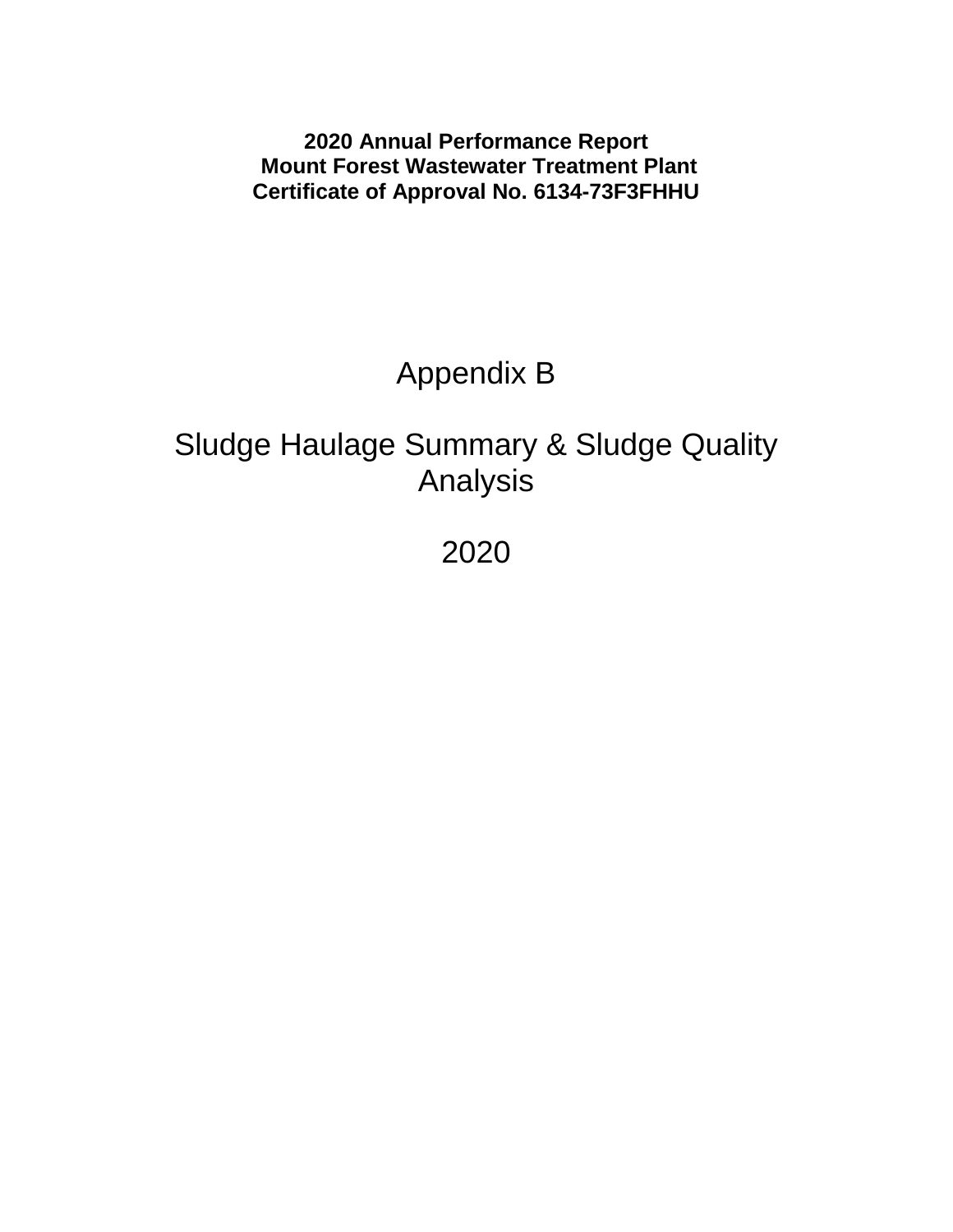**2020 Annual Performance Report**
**Mount Forest Wastewater Treatment Plant**
**Certificate of Approval No. 6134-73F3FHHU**

# Appendix B

# Sludge Haulage Summary & Sludge Quality Analysis

# 2020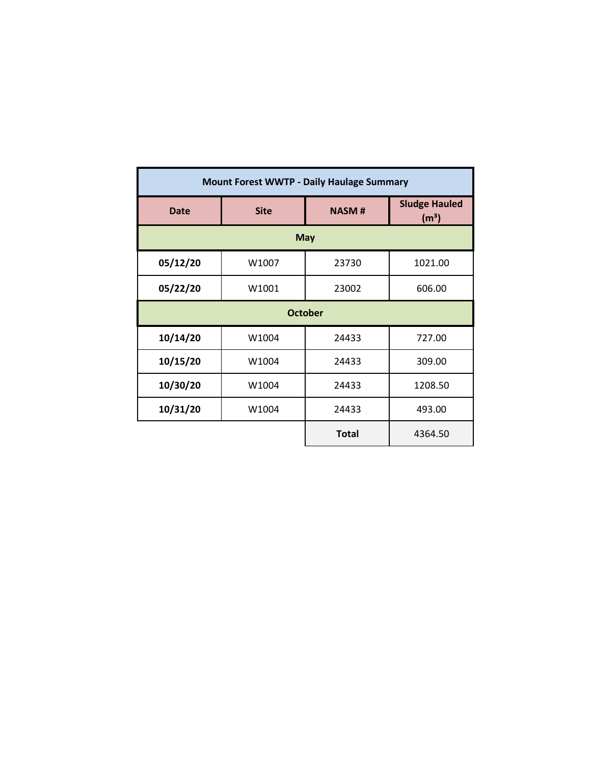| Mount Forest WWTP - Daily Haulage Summary | | | |
|---|---|---|---|
| **Date** | **Site** | **NASM #** | **Sludge Hauled ($m^3$)** |
| **May** | | | |
| **05/12/20** | W1007 | 23730 | 1021.00 |
| **05/22/20** | W1001 | 23002 | 606.00 |
| **October** | | | |
| **10/14/20** | W1004 | 24433 | 727.00 |
| **10/15/20** | W1004 | 24433 | 309.00 |
| **10/30/20** | W1004 | 24433 | 1208.50 |
| **10/31/20** | W1004 | 24433 | 493.00 |
| | | **Total** | 4364.50 |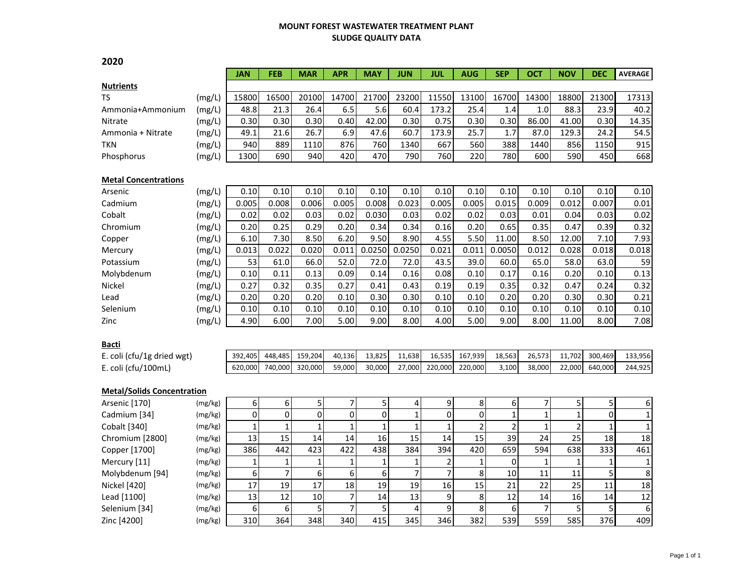# MOUNT FOREST WASTEWATER TREATMENT PLANT
## SLUDGE QUALITY DATA

## 2020

| | | JAN | FEB | MAR | APR | MAY | JUN | JUL | AUG | SEP | OCT | NOV | DEC | AVERAGE |
|---|---|---|---|---|---|---|---|---|---|---|---|---|---|---|
| **Nutrients** | | | | | | | | | | | | | | |
| TS | (mg/L) | 15800 | 16500 | 20100 | 14700 | 21700 | 23200 | 11550 | 13100 | 16700 | 14300 | 18800 | 21300 | 17313 |
| Ammonia+Ammonium | (mg/L) | 48.8 | 21.3 | 26.4 | 6.5 | 5.6 | 60.4 | 173.2 | 25.4 | 1.4 | 1.0 | 88.3 | 23.9 | 40.2 |
| Nitrate | (mg/L) | 0.30 | 0.30 | 0.30 | 0.40 | 42.00 | 0.30 | 0.75 | 0.30 | 0.30 | 86.00 | 41.00 | 0.30 | 14.35 |
| Ammonia + Nitrate | (mg/L) | 49.1 | 21.6 | 26.7 | 6.9 | 47.6 | 60.7 | 173.9 | 25.7 | 1.7 | 87.0 | 129.3 | 24.2 | 54.5 |
| TKN | (mg/L) | 940 | 889 | 1110 | 876 | 760 | 1340 | 667 | 560 | 388 | 1440 | 856 | 1150 | 915 |
| Phosphorus | (mg/L) | 1300 | 690 | 940 | 420 | 470 | 790 | 760 | 220 | 780 | 600 | 590 | 450 | 668 |
| **Metal Concentrations** | | | | | | | | | | | | | | |
| Arsenic | (mg/L) | 0.10 | 0.10 | 0.10 | 0.10 | 0.10 | 0.10 | 0.10 | 0.10 | 0.10 | 0.10 | 0.10 | 0.10 | 0.10 |
| Cadmium | (mg/L) | 0.005 | 0.008 | 0.006 | 0.005 | 0.008 | 0.023 | 0.005 | 0.005 | 0.015 | 0.009 | 0.012 | 0.007 | 0.01 |
| Cobalt | (mg/L) | 0.02 | 0.02 | 0.03 | 0.02 | 0.030 | 0.03 | 0.02 | 0.02 | 0.03 | 0.01 | 0.04 | 0.03 | 0.02 |
| Chromium | (mg/L) | 0.20 | 0.25 | 0.29 | 0.20 | 0.34 | 0.34 | 0.16 | 0.20 | 0.65 | 0.35 | 0.47 | 0.39 | 0.32 |
| Copper | (mg/L) | 6.10 | 7.30 | 8.50 | 6.20 | 9.50 | 8.90 | 4.55 | 5.50 | 11.00 | 8.50 | 12.00 | 7.10 | 7.93 |
| Mercury | (mg/L) | 0.013 | 0.022 | 0.020 | 0.011 | 0.0250 | 0.0250 | 0.021 | 0.011 | 0.0050 | 0.012 | 0.028 | 0.018 | 0.018 |
| Potassium | (mg/L) | 53 | 61.0 | 66.0 | 52.0 | 72.0 | 72.0 | 43.5 | 39.0 | 60.0 | 65.0 | 58.0 | 63.0 | 59 |
| Molybdenum | (mg/L) | 0.10 | 0.11 | 0.13 | 0.09 | 0.14 | 0.16 | 0.08 | 0.10 | 0.17 | 0.16 | 0.20 | 0.10 | 0.13 |
| Nickel | (mg/L) | 0.27 | 0.32 | 0.35 | 0.27 | 0.41 | 0.43 | 0.19 | 0.19 | 0.35 | 0.32 | 0.47 | 0.24 | 0.32 |
| Lead | (mg/L) | 0.20 | 0.20 | 0.20 | 0.10 | 0.30 | 0.30 | 0.10 | 0.10 | 0.20 | 0.20 | 0.30 | 0.30 | 0.21 |
| Selenium | (mg/L) | 0.10 | 0.10 | 0.10 | 0.10 | 0.10 | 0.10 | 0.10 | 0.10 | 0.10 | 0.10 | 0.10 | 0.10 | 0.10 |
| Zinc | (mg/L) | 4.90 | 6.00 | 7.00 | 5.00 | 9.00 | 8.00 | 4.00 | 5.00 | 9.00 | 8.00 | 11.00 | 8.00 | 7.08 |
| **Bacti** | | | | | | | | | | | | | | |
| E. coli (cfu/1g dried wgt) | | 392,405 | 448,485 | 159,204 | 40,136 | 13,825 | 11,638 | 16,535 | 167,939 | 18,563 | 26,573 | 11,702 | 300,469 | 133,956 |
| E. coli (cfu/100mL) | | 620,000 | 740,000 | 320,000 | 59,000 | 30,000 | 27,000 | 220,000 | 220,000 | 3,100 | 38,000 | 22,000 | 640,000 | 244,925 |
| **Metal/Solids Concentration** | | | | | | | | | | | | | | |
| Arsenic [170] | (mg/kg) | 6 | 6 | 5 | 7 | 5 | 4 | 9 | 8 | 6 | 7 | 5 | 5 | 6 |
| Cadmium [34] | (mg/kg) | 0 | 0 | 0 | 0 | 0 | 1 | 0 | 0 | 1 | 1 | 1 | 0 | 1 |
| Cobalt [340] | (mg/kg) | 1 | 1 | 1 | 1 | 1 | 1 | 1 | 2 | 2 | 1 | 2 | 1 | 1 |
| Chromium [2800] | (mg/kg) | 13 | 15 | 14 | 14 | 16 | 15 | 14 | 15 | 39 | 24 | 25 | 18 | 18 |
| Copper [1700] | (mg/kg) | 386 | 442 | 423 | 422 | 438 | 384 | 394 | 420 | 659 | 594 | 638 | 333 | 461 |
| Mercury [11] | (mg/kg) | 1 | 1 | 1 | 1 | 1 | 1 | 2 | 1 | 0 | 1 | 1 | 1 | 1 |
| Molybdenum [94] | (mg/kg) | 6 | 7 | 6 | 6 | 6 | 7 | 7 | 8 | 10 | 11 | 11 | 5 | 8 |
| Nickel [420] | (mg/kg) | 17 | 19 | 17 | 18 | 19 | 19 | 16 | 15 | 21 | 22 | 25 | 11 | 18 |
| Lead [1100] | (mg/kg) | 13 | 12 | 10 | 7 | 14 | 13 | 9 | 8 | 12 | 14 | 16 | 14 | 12 |
| Selenium [34] | (mg/kg) | 6 | 6 | 5 | 7 | 5 | 4 | 9 | 8 | 6 | 7 | 5 | 5 | 6 |
| Zinc [4200] | (mg/kg) | 310 | 364 | 348 | 340 | 415 | 345 | 346 | 382 | 539 | 559 | 585 | 376 | 409 |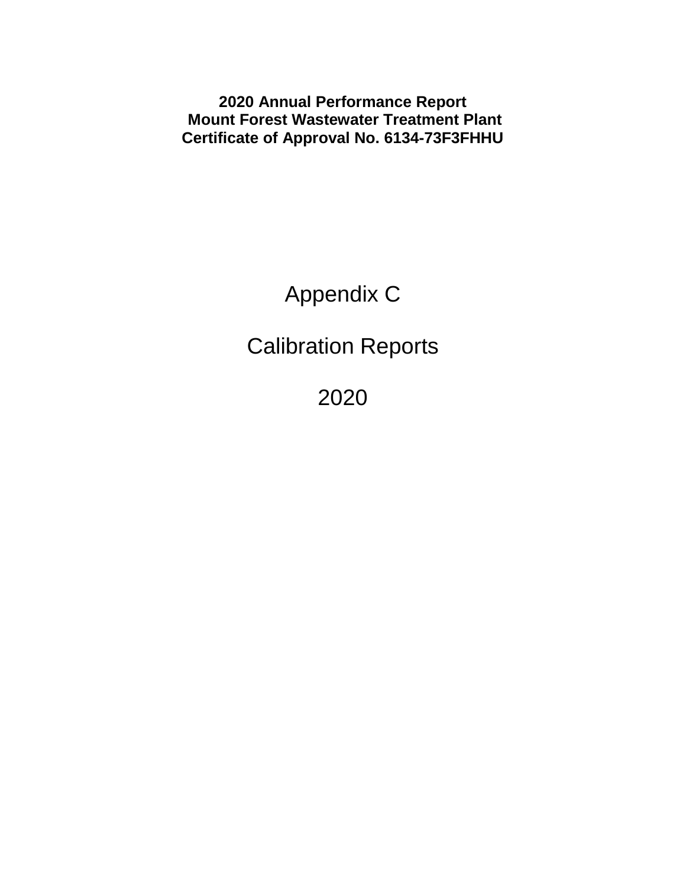**2020 Annual Performance Report**
**Mount Forest Wastewater Treatment Plant**
**Certificate of Approval No. 6134-73F3FHHU**

# Appendix C

# Calibration Reports

# 2020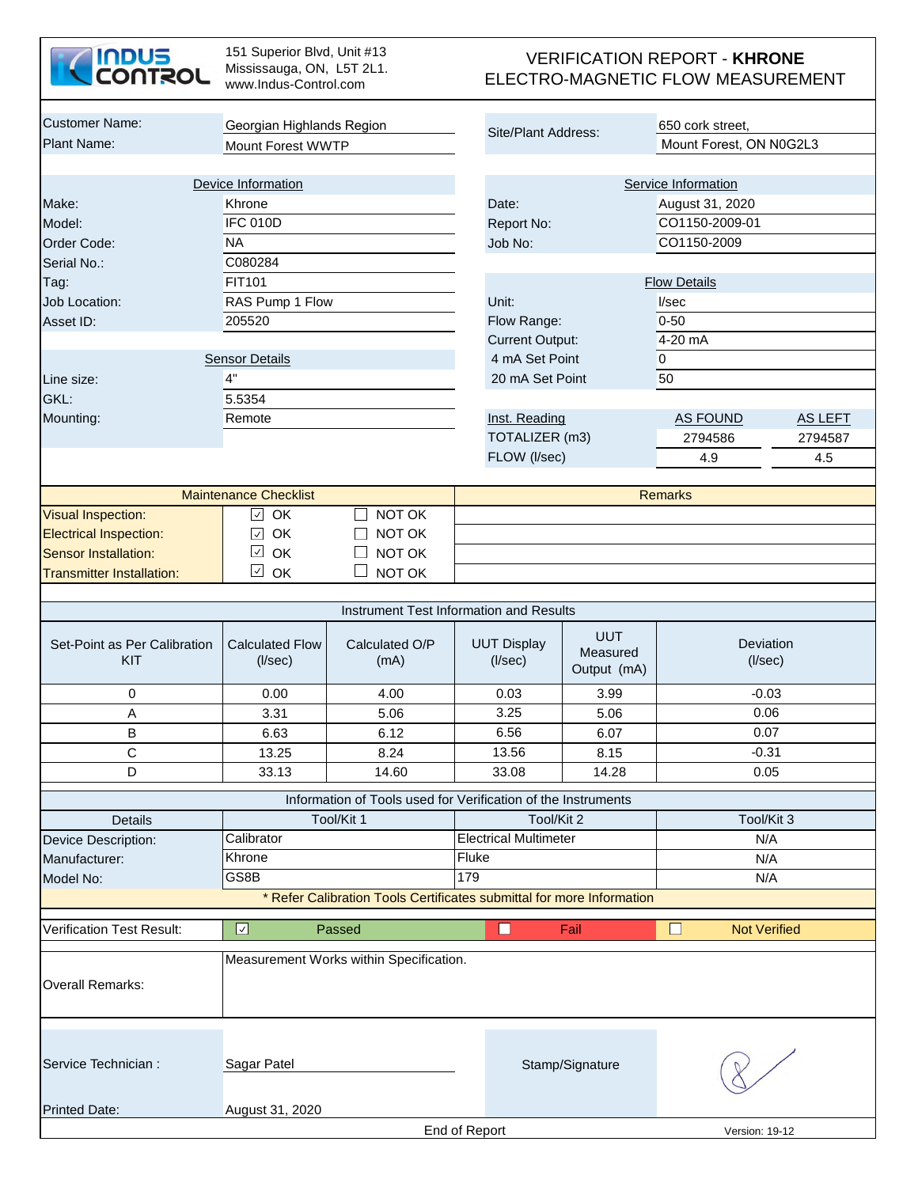INDUS CONTROL

151 Superior Blvd, Unit #13
Mississauga, ON, L5T 2L1.
www.Indus-Control.com

# VERIFICATION REPORT - **KHRONE**
# ELECTRO-MAGNETIC FLOW MEASUREMENT

| | | | |
|---|---|---|---|
| Customer Name: | Georgian Highlands Region | Site/Plant Address: | 650 cork street, |
| Plant Name: | Mount Forest WWTP | | Mount Forest, ON N0G2L3 |

| Device Information | | Service Information | | |
|---|---|---|---|---|
| Make: | Khrone | Date: | August 31, 2020 | |
| Model: | IFC 010D | Report No: | CO1150-2009-01 | |
| Order Code: | NA | Job No: | CO1150-2009 | |
| Serial No.: | C080284 | | | |
| Tag: | FIT101 | **Flow Details** | | |
| Job Location: | RAS Pump 1 Flow | Unit: | l/sec | |
| Asset ID: | 205520 | Flow Range: | 0-50 | |
| | | Current Output: | 4-20 mA | |
| **Sensor Details** | | 4 mA Set Point | 0 | |
| Line size: | 4" | 20 mA Set Point | 50 | |
| GKL: | 5.5354 | | | |
| Mounting: | Remote | Inst. Reading | AS FOUND | AS LEFT |
| | | TOTALIZER (m3) | 2794586 | 2794587 |
| | | FLOW (l/sec) | 4.9 | 4.5 |

| Maintenance Checklist | | | Remarks |
|---|---|---|---|
| Visual Inspection: | ☑ OK | ☐ NOT OK | |
| Electrical Inspection: | ☑ OK | ☐ NOT OK | |
| Sensor Installation: | ☑ OK | ☐ NOT OK | |
| Transmitter Installation: | ☑ OK | ☐ NOT OK | |

**Instrument Test Information and Results**

| Set-Point as Per Calibration KIT | Calculated Flow (l/sec) | Calculated O/P (mA) | UUT Display (l/sec) | UUT Measured Output (mA) | Deviation (l/sec) |
|---|---|---|---|---|---|
| 0 | 0.00 | 4.00 | 0.03 | 3.99 | -0.03 |
| A | 3.31 | 5.06 | 3.25 | 5.06 | 0.06 |
| B | 6.63 | 6.12 | 6.56 | 6.07 | 0.07 |
| C | 13.25 | 8.24 | 13.56 | 8.15 | -0.31 |
| D | 33.13 | 14.60 | 33.08 | 14.28 | 0.05 |

**Information of Tools used for Verification of the Instruments**

| Details | Tool/Kit 1 | Tool/Kit 2 | Tool/Kit 3 |
|---|---|---|---|
| Device Description: | Calibrator | Electrical Multimeter | N/A |
| Manufacturer: | Khrone | Fluke | N/A |
| Model No: | GS8B | 179 | N/A |

* Refer Calibration Tools Certificates submittal for more Information

| Verification Test Result: | ☑ Passed | ☐ Fail | ☐ Not Verified |
|---|---|---|---|

| | |
|---|---|
| Overall Remarks: | Measurement Works within Specification. |

| | | | |
|---|---|---|---|
| Service Technician : | Sagar Patel | Stamp/Signature | |
| Printed Date: | August 31, 2020 | | |

End of Report

Version: 19-12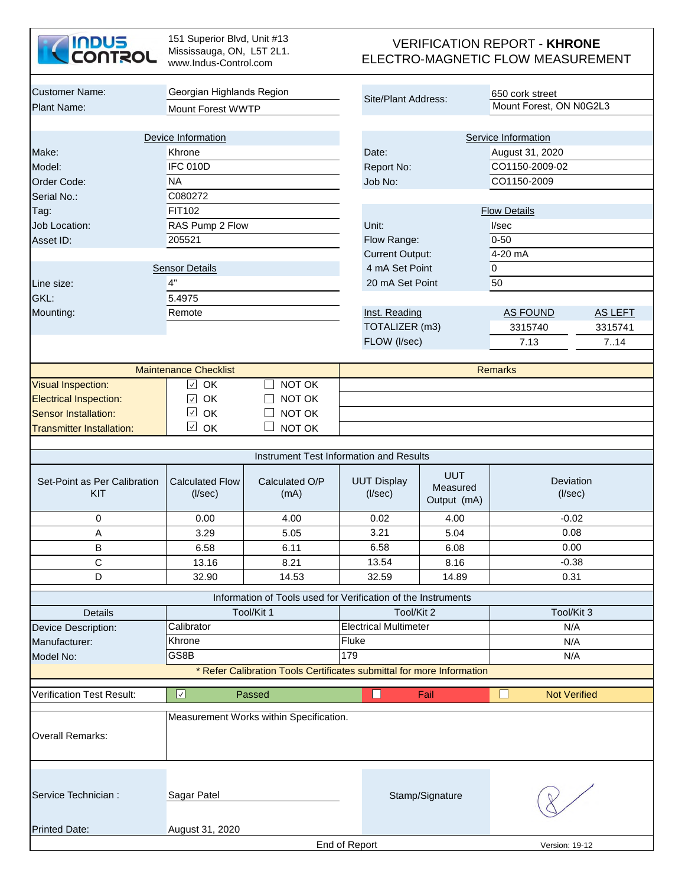**INDUS CONTROL**

151 Superior Blvd, Unit #13
Mississauga, ON, L5T 2L1.
www.Indus-Control.com

# VERIFICATION REPORT - **KHRONE**
## ELECTRO-MAGNETIC FLOW MEASUREMENT

| | | | |
|---|---|---|---|
| Customer Name: | Georgian Highlands Region | Site/Plant Address: | 650 cork street |
| Plant Name: | Mount Forest WWTP | | Mount Forest, ON N0G2L3 |

| Device Information | | Service Information | |
|---|---|---|---|
| Make: | Khrone | Date: | August 31, 2020 |
| Model: | IFC 010D | Report No: | CO1150-2009-02 |
| Order Code: | NA | Job No: | CO1150-2009 |
| Serial No.: | C080272 | | |
| Tag: | FIT102 | **Flow Details** | |
| Job Location: | RAS Pump 2 Flow | Unit: | l/sec |
| Asset ID: | 205521 | Flow Range: | 0-50 |
| | | Current Output: | 4-20 mA |
| **Sensor Details** | | 4 mA Set Point | 0 |
| Line size: | 4" | 20 mA Set Point | 50 |
| GKL: | 5.4975 | | |
| Mounting: | Remote | | |

| Inst. Reading | AS FOUND | AS LEFT |
|---|---|---|
| TOTALIZER (m3) | 3315740 | 3315741 |
| FLOW (l/sec) | 7.13 | 7..14 |

| Maintenance Checklist | | | Remarks |
|---|---|---|---|
| Visual Inspection: | ☑ OK | ☐ NOT OK | |
| Electrical Inspection: | ☑ OK | ☐ NOT OK | |
| Sensor Installation: | ☑ OK | ☐ NOT OK | |
| Transmitter Installation: | ☑ OK | ☐ NOT OK | |

**Instrument Test Information and Results**

| Set-Point as Per Calibration KIT | Calculated Flow (l/sec) | Calculated O/P (mA) | UUT Display (l/sec) | UUT Measured Output (mA) | Deviation (l/sec) |
|---|---|---|---|---|---|
| 0 | 0.00 | 4.00 | 0.02 | 4.00 | -0.02 |
| A | 3.29 | 5.05 | 3.21 | 5.04 | 0.08 |
| B | 6.58 | 6.11 | 6.58 | 6.08 | 0.00 |
| C | 13.16 | 8.21 | 13.54 | 8.16 | -0.38 |
| D | 32.90 | 14.53 | 32.59 | 14.89 | 0.31 |

**Information of Tools used for Verification of the Instruments**

| Details | Tool/Kit 1 | Tool/Kit 2 | Tool/Kit 3 |
|---|---|---|---|
| Device Description: | Calibrator | Electrical Multimeter | N/A |
| Manufacturer: | Khrone | Fluke | N/A |
| Model No: | GS8B | 179 | N/A |

\* Refer Calibration Tools Certificates submittal for more Information

| Verification Test Result: | ☑ Passed | ☐ Fail | ☐ Not Verified |
|---|---|---|---|

Overall Remarks: Measurement Works within Specification.

Service Technician : Sagar Patel

Stamp/Signature

Printed Date: August 31, 2020

End of Report

Version: 19-12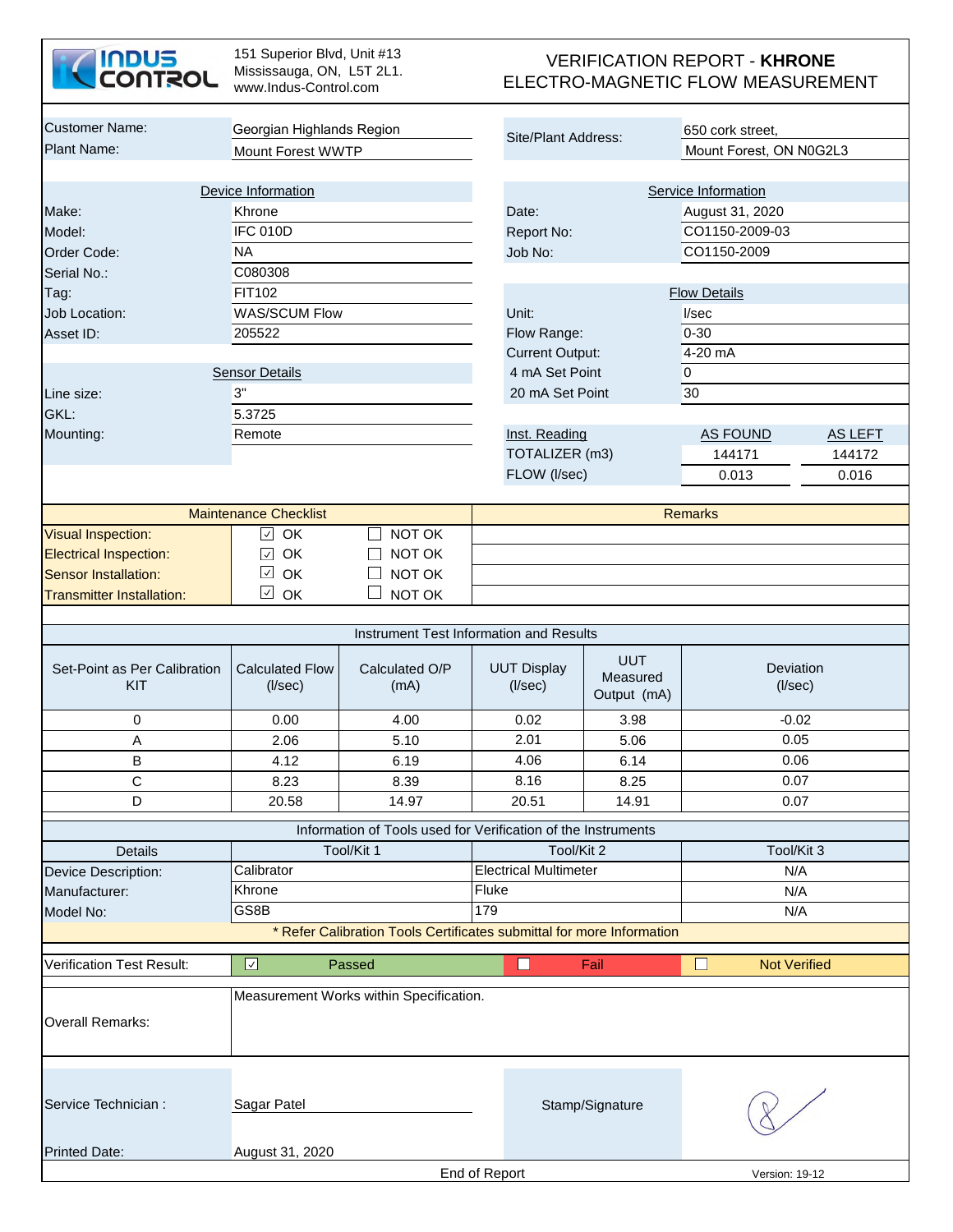**INDUS CONTROL**

151 Superior Blvd, Unit #13
Mississauga, ON, L5T 2L1.
www.Indus-Control.com

# VERIFICATION REPORT - **KHRONE**
# ELECTRO-MAGNETIC FLOW MEASUREMENT

| | | | |
|---|---|---|---|
| Customer Name: | Georgian Highlands Region | Site/Plant Address: | 650 cork street, |
| Plant Name: | Mount Forest WWTP | | Mount Forest, ON N0G2L3 |

| Device Information | | Service Information | |
|---|---|---|---|
| Make: | Khrone | Date: | August 31, 2020 |
| Model: | IFC 010D | Report No: | CO1150-2009-03 |
| Order Code: | NA | Job No: | CO1150-2009 |
| Serial No.: | C080308 | | |
| Tag: | FIT102 | **Flow Details** | |
| Job Location: | WAS/SCUM Flow | Unit: | l/sec |
| Asset ID: | 205522 | Flow Range: | 0-30 |
| | | Current Output: | 4-20 mA |
| **Sensor Details** | | 4 mA Set Point | 0 |
| Line size: | 3" | 20 mA Set Point | 30 |
| GKL: | 5.3725 | | |
| Mounting: | Remote | | |

| Inst. Reading | AS FOUND | AS LEFT |
|---|---|---|
| TOTALIZER (m3) | 144171 | 144172 |
| FLOW (l/sec) | 0.013 | 0.016 |

| Maintenance Checklist | | | Remarks |
|---|---|---|---|
| Visual Inspection: | ☑ OK | ☐ NOT OK | |
| Electrical Inspection: | ☑ OK | ☐ NOT OK | |
| Sensor Installation: | ☑ OK | ☐ NOT OK | |
| Transmitter Installation: | ☑ OK | ☐ NOT OK | |

**Instrument Test Information and Results**

| Set-Point as Per Calibration KIT | Calculated Flow (l/sec) | Calculated O/P (mA) | UUT Display (l/sec) | UUT Measured Output (mA) | Deviation (l/sec) |
|---|---|---|---|---|---|
| 0 | 0.00 | 4.00 | 0.02 | 3.98 | -0.02 |
| A | 2.06 | 5.10 | 2.01 | 5.06 | 0.05 |
| B | 4.12 | 6.19 | 4.06 | 6.14 | 0.06 |
| C | 8.23 | 8.39 | 8.16 | 8.25 | 0.07 |
| D | 20.58 | 14.97 | 20.51 | 14.91 | 0.07 |

**Information of Tools used for Verification of the Instruments**

| Details | Tool/Kit 1 | Tool/Kit 2 | Tool/Kit 3 |
|---|---|---|---|
| Device Description: | Calibrator | Electrical Multimeter | N/A |
| Manufacturer: | Khrone | Fluke | N/A |
| Model No: | GS8B | 179 | N/A |

* Refer Calibration Tools Certificates submittal for more Information

| Verification Test Result: | ☑ Passed | ☐ Fail | ☐ Not Verified |
|---|---|---|---|

**Overall Remarks:** Measurement Works within Specification.

Service Technician : Sagar Patel

Stamp/Signature

Printed Date: August 31, 2020

End of Report

Version: 19-12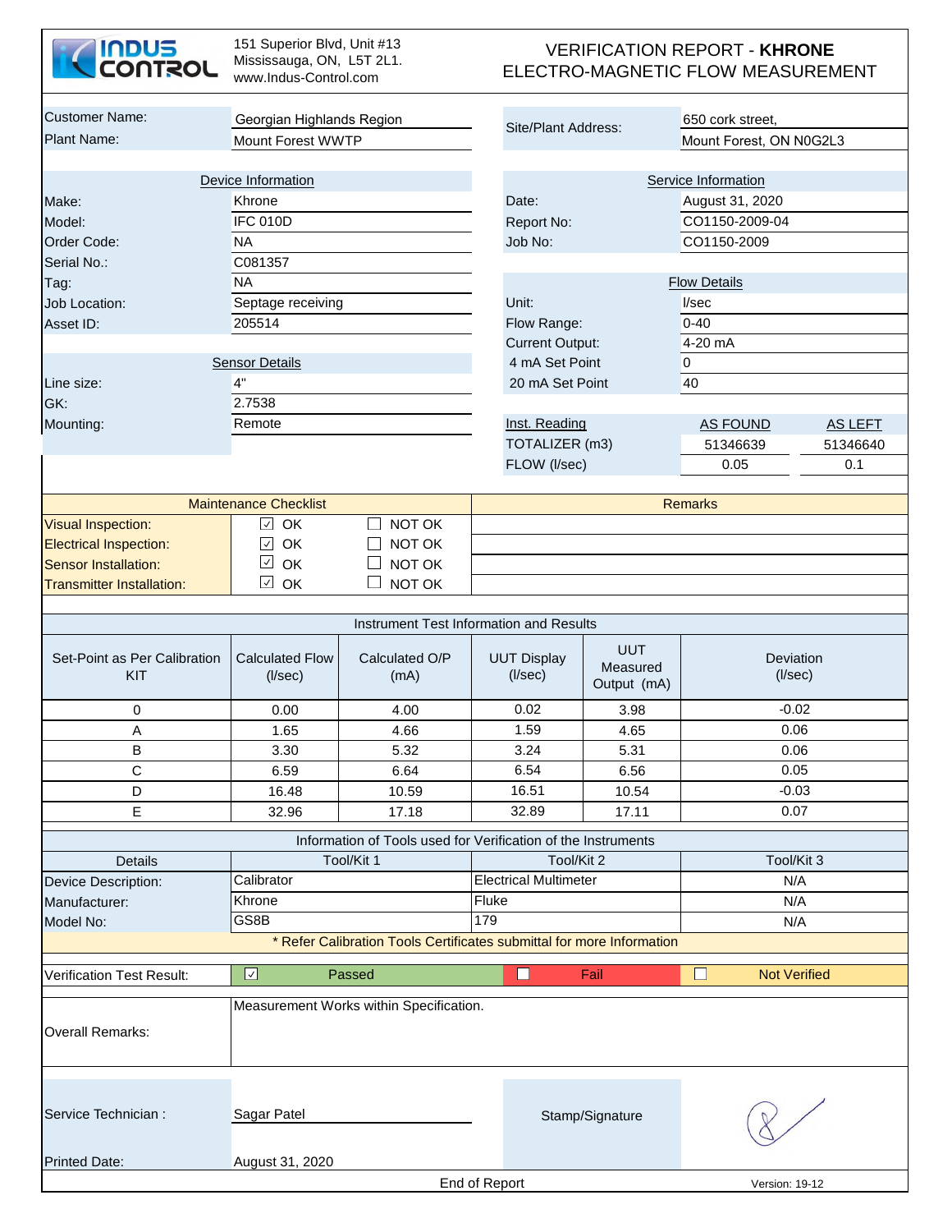**INDUS CONTROL**

151 Superior Blvd, Unit #13
Mississauga, ON, L5T 2L1.
www.Indus-Control.com

# VERIFICATION REPORT - **KHRONE** ELECTRO-MAGNETIC FLOW MEASUREMENT

| | | | |
|---|---|---|---|
| Customer Name: | Georgian Highlands Region | Site/Plant Address: | 650 cork street, |
| Plant Name: | Mount Forest WWTP | | Mount Forest, ON N0G2L3 |

| Device Information | | Service Information | |
|---|---|---|---|
| Make: | Khrone | Date: | August 31, 2020 |
| Model: | IFC 010D | Report No: | CO1150-2009-04 |
| Order Code: | NA | Job No: | CO1150-2009 |
| Serial No.: | C081357 | | |
| Tag: | NA | **Flow Details** | |
| Job Location: | Septage receiving | Unit: | l/sec |
| Asset ID: | 205514 | Flow Range: | 0-40 |
| | | Current Output: | 4-20 mA |
| **Sensor Details** | | 4 mA Set Point | 0 |
| Line size: | 4" | 20 mA Set Point | 40 |
| GK: | 2.7538 | | |
| Mounting: | Remote | | |

| Inst. Reading | AS FOUND | AS LEFT |
|---|---|---|
| TOTALIZER (m3) | 51346639 | 51346640 |
| FLOW (l/sec) | 0.05 | 0.1 |

| Maintenance Checklist | | | Remarks |
|---|---|---|---|
| Visual Inspection: | ☑ OK | ☐ NOT OK | |
| Electrical Inspection: | ☑ OK | ☐ NOT OK | |
| Sensor Installation: | ☑ OK | ☐ NOT OK | |
| Transmitter Installation: | ☑ OK | ☐ NOT OK | |

**Instrument Test Information and Results**

| Set-Point as Per Calibration KIT | Calculated Flow (l/sec) | Calculated O/P (mA) | UUT Display (l/sec) | UUT Measured Output (mA) | Deviation (l/sec) |
|---|---|---|---|---|---|
| 0 | 0.00 | 4.00 | 0.02 | 3.98 | -0.02 |
| A | 1.65 | 4.66 | 1.59 | 4.65 | 0.06 |
| B | 3.30 | 5.32 | 3.24 | 5.31 | 0.06 |
| C | 6.59 | 6.64 | 6.54 | 6.56 | 0.05 |
| D | 16.48 | 10.59 | 16.51 | 10.54 | -0.03 |
| E | 32.96 | 17.18 | 32.89 | 17.11 | 0.07 |

**Information of Tools used for Verification of the Instruments**

| Details | Tool/Kit 1 | Tool/Kit 2 | Tool/Kit 3 |
|---|---|---|---|
| Device Description: | Calibrator | Electrical Multimeter | N/A |
| Manufacturer: | Khrone | Fluke | N/A |
| Model No: | GS8B | 179 | N/A |

\* Refer Calibration Tools Certificates submittal for more Information

| Verification Test Result: | ☑ Passed | ☐ Fail | ☐ Not Verified |
|---|---|---|---|

Overall Remarks: Measurement Works within Specification.

Service Technician : Sagar Patel

Stamp/Signature

Printed Date: August 31, 2020

End of Report

Version: 19-12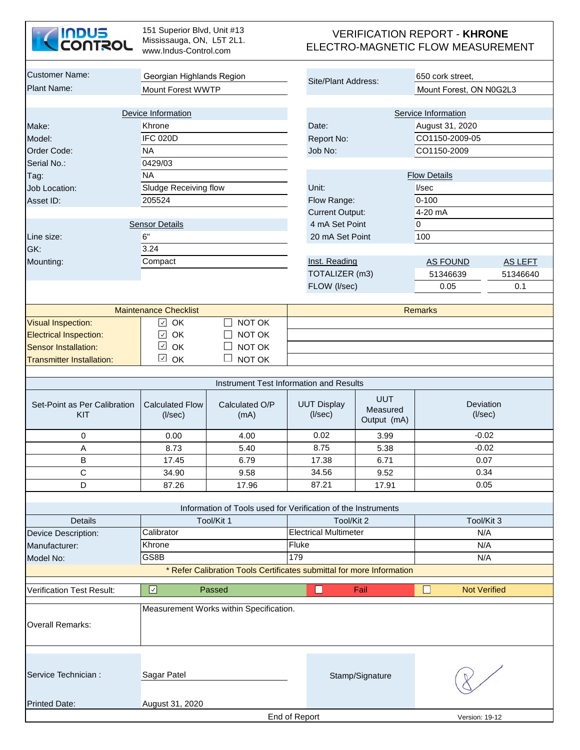**INDUS CONTROL**

151 Superior Blvd, Unit #13
Mississauga, ON, L5T 2L1.
www.Indus-Control.com

# VERIFICATION REPORT - **KHRONE**
## ELECTRO-MAGNETIC FLOW MEASUREMENT

| | | | |
|---|---|---|---|
| Customer Name: | Georgian Highlands Region | Site/Plant Address: | 650 cork street, |
| Plant Name: | Mount Forest WWTP | | Mount Forest, ON N0G2L3 |

| Device Information | | Service Information | |
|---|---|---|---|
| Make: | Khrone | Date: | August 31, 2020 |
| Model: | IFC 020D | Report No: | CO1150-2009-05 |
| Order Code: | NA | Job No: | CO1150-2009 |
| Serial No.: | 0429/03 | | |
| Tag: | NA | **Flow Details** | |
| Job Location: | Sludge Receiving flow | Unit: | l/sec |
| Asset ID: | 205524 | Flow Range: | 0-100 |
| | | Current Output: | 4-20 mA |
| **Sensor Details** | | 4 mA Set Point | 0 |
| Line size: | 6" | 20 mA Set Point | 100 |
| GK: | 3.24 | | |
| Mounting: | Compact | | |

| Inst. Reading | AS FOUND | AS LEFT |
|---|---|---|
| TOTALIZER (m3) | 51346639 | 51346640 |
| FLOW (l/sec) | 0.05 | 0.1 |

| Maintenance Checklist | | | Remarks |
|---|---|---|---|
| Visual Inspection: | ☑ OK | ☐ NOT OK | |
| Electrical Inspection: | ☑ OK | ☐ NOT OK | |
| Sensor Installation: | ☑ OK | ☐ NOT OK | |
| Transmitter Installation: | ☑ OK | ☐ NOT OK | |

**Instrument Test Information and Results**

| Set-Point as Per Calibration KIT | Calculated Flow (l/sec) | Calculated O/P (mA) | UUT Display (l/sec) | UUT Measured Output (mA) | Deviation (l/sec) |
|---|---|---|---|---|---|
| 0 | 0.00 | 4.00 | 0.02 | 3.99 | -0.02 |
| A | 8.73 | 5.40 | 8.75 | 5.38 | -0.02 |
| B | 17.45 | 6.79 | 17.38 | 6.71 | 0.07 |
| C | 34.90 | 9.58 | 34.56 | 9.52 | 0.34 |
| D | 87.26 | 17.96 | 87.21 | 17.91 | 0.05 |

**Information of Tools used for Verification of the Instruments**

| Details | Tool/Kit 1 | Tool/Kit 2 | Tool/Kit 3 |
|---|---|---|---|
| Device Description: | Calibrator | Electrical Multimeter | N/A |
| Manufacturer: | Khrone | Fluke | N/A |
| Model No: | GS8B | 179 | N/A |

* Refer Calibration Tools Certificates submittal for more Information

| Verification Test Result: | ☑ Passed | ☐ Fail | ☐ Not Verified |
|---|---|---|---|

Overall Remarks: Measurement Works within Specification.

Service Technician : Sagar Patel

Stamp/Signature

Printed Date: August 31, 2020

End of Report

Version: 19-12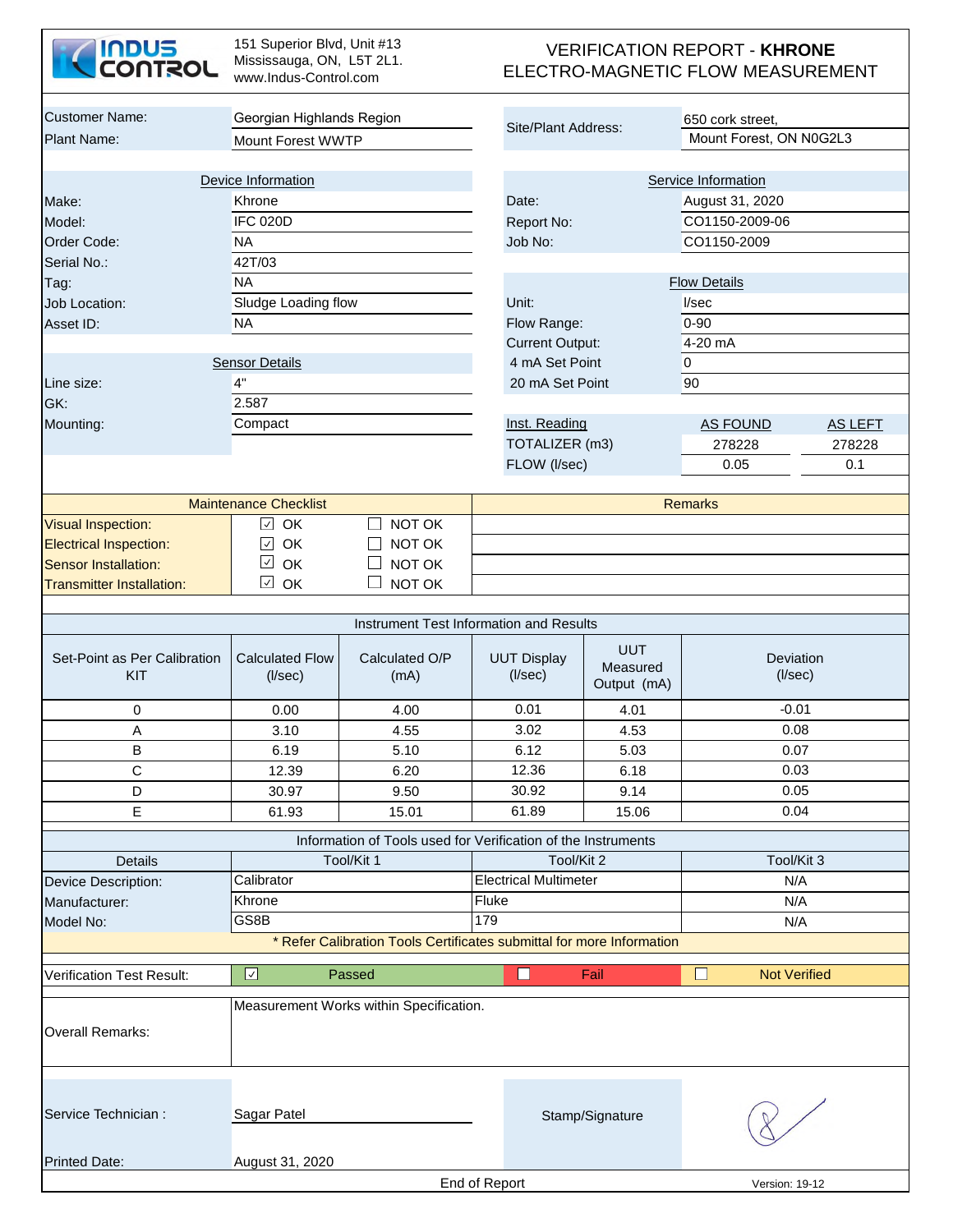INDUS CONTROL

151 Superior Blvd, Unit #13
Mississauga, ON, L5T 2L1.
www.Indus-Control.com

# VERIFICATION REPORT - **KHRONE**
# ELECTRO-MAGNETIC FLOW MEASUREMENT

| | | | |
|---|---|---|---|
| Customer Name: | Georgian Highlands Region | Site/Plant Address: | 650 cork street, |
| Plant Name: | Mount Forest WWTP | | Mount Forest, ON N0G2L3 |

| Device Information | | Service Information | |
|---|---|---|---|
| Make: | Khrone | Date: | August 31, 2020 |
| Model: | IFC 020D | Report No: | CO1150-2009-06 |
| Order Code: | NA | Job No: | CO1150-2009 |
| Serial No.: | 42T/03 | | |
| Tag: | NA | **Flow Details** | |
| Job Location: | Sludge Loading flow | Unit: | l/sec |
| Asset ID: | NA | Flow Range: | 0-90 |
| | | Current Output: | 4-20 mA |
| **Sensor Details** | | 4 mA Set Point | 0 |
| Line size: | 4" | 20 mA Set Point | 90 |
| GK: | 2.587 | | |
| Mounting: | Compact | | |

| Inst. Reading | AS FOUND | AS LEFT |
|---|---|---|
| TOTALIZER (m3) | 278228 | 278228 |
| FLOW (l/sec) | 0.05 | 0.1 |

| Maintenance Checklist | | | Remarks |
|---|---|---|---|
| Visual Inspection: | ☑ OK | ☐ NOT OK | |
| Electrical Inspection: | ☑ OK | ☐ NOT OK | |
| Sensor Installation: | ☑ OK | ☐ NOT OK | |
| Transmitter Installation: | ☑ OK | ☐ NOT OK | |

**Instrument Test Information and Results**

| Set-Point as Per Calibration KIT | Calculated Flow (l/sec) | Calculated O/P (mA) | UUT Display (l/sec) | UUT Measured Output (mA) | Deviation (l/sec) |
|---|---|---|---|---|---|
| 0 | 0.00 | 4.00 | 0.01 | 4.01 | -0.01 |
| A | 3.10 | 4.55 | 3.02 | 4.53 | 0.08 |
| B | 6.19 | 5.10 | 6.12 | 5.03 | 0.07 |
| C | 12.39 | 6.20 | 12.36 | 6.18 | 0.03 |
| D | 30.97 | 9.50 | 30.92 | 9.14 | 0.05 |
| E | 61.93 | 15.01 | 61.89 | 15.06 | 0.04 |

**Information of Tools used for Verification of the Instruments**

| Details | Tool/Kit 1 | Tool/Kit 2 | Tool/Kit 3 |
|---|---|---|---|
| Device Description: | Calibrator | Electrical Multimeter | N/A |
| Manufacturer: | Khrone | Fluke | N/A |
| Model No: | GS8B | 179 | N/A |

* Refer Calibration Tools Certificates submittal for more Information

| | | | |
|---|---|---|---|
| Verification Test Result: | ☑ Passed | ☐ Fail | ☐ Not Verified |

Overall Remarks: Measurement Works within Specification.

Service Technician : Sagar Patel

Stamp/Signature

Printed Date: August 31, 2020

End of Report

Version: 19-12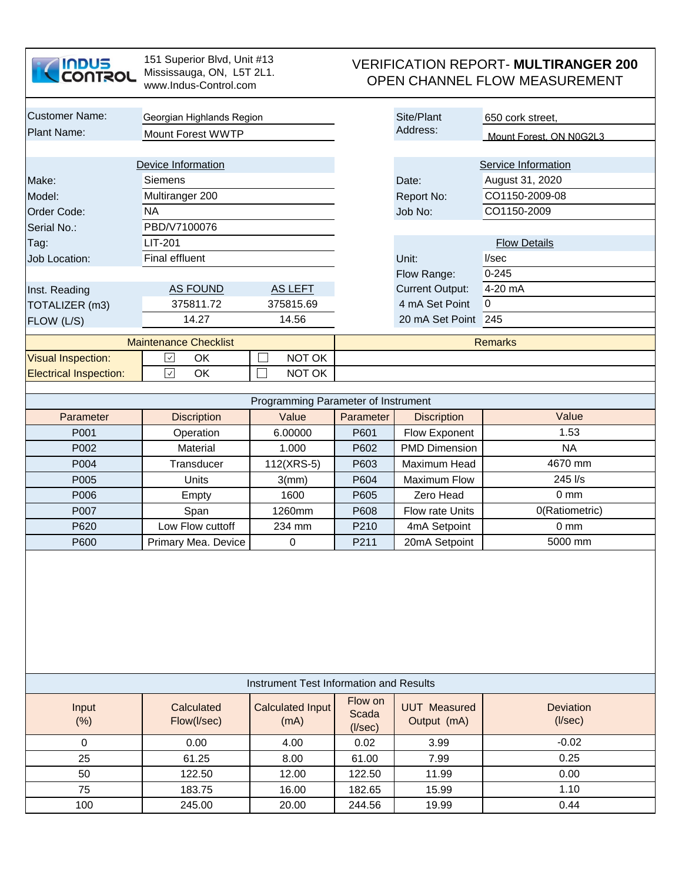**INDUS CONTROL**

151 Superior Blvd, Unit #13
Mississauga, ON, L5T 2L1.
www.Indus-Control.com

# VERIFICATION REPORT- **MULTIRANGER 200**
# OPEN CHANNEL FLOW MEASUREMENT

| | | | |
|---|---|---|---|
| Customer Name: | Georgian Highlands Region | Site/Plant Address: | 650 cork street, Mount Forest, ON N0G2L3 |
| Plant Name: | Mount Forest WWTP | | |

| Device Information | | Service Information | |
|---|---|---|---|
| Make: | Siemens | Date: | August 31, 2020 |
| Model: | Multiranger 200 | Report No: | CO1150-2009-08 |
| Order Code: | NA | Job No: | CO1150-2009 |
| Serial No.: | PBD/V7100076 | | |

| | | Flow Details | |
|---|---|---|---|
| Tag: | LIT-201 | | |
| Job Location: | Final effluent | Unit: | l/sec |
| | | Flow Range: | 0-245 |
| | | Current Output: | 4-20 mA |
| | | 4 mA Set Point | 0 |
| | | 20 mA Set Point | 245 |

| Inst. Reading | AS FOUND | AS LEFT |
|---|---|---|
| TOTALIZER (m3) | 375811.72 | 375815.69 |
| FLOW (L/S) | 14.27 | 14.56 |

| Maintenance Checklist | | | Remarks |
|---|---|---|---|
| Visual Inspection: | ☑ OK | ☐ NOT OK | |
| Electrical Inspection: | ☑ OK | ☐ NOT OK | |

**Programming Parameter of Instrument**

| Parameter | Discription | Value | Parameter | Discription | Value |
|---|---|---|---|---|---|
| P001 | Operation | 6.00000 | P601 | Flow Exponent | 1.53 |
| P002 | Material | 1.000 | P602 | PMD Dimension | NA |
| P004 | Transducer | 112(XRS-5) | P603 | Maximum Head | 4670 mm |
| P005 | Units | 3(mm) | P604 | Maximum Flow | 245 l/s |
| P006 | Empty | 1600 | P605 | Zero Head | 0 mm |
| P007 | Span | 1260mm | P608 | Flow rate Units | 0(Ratiometric) |
| P620 | Low Flow cuttoff | 234 mm | P210 | 4mA Setpoint | 0 mm |
| P600 | Primary Mea. Device | 0 | P211 | 20mA Setpoint | 5000 mm |

**Instrument Test Information and Results**

| Input (%) | Calculated Flow(l/sec) | Calculated Input (mA) | Flow on Scada (l/sec) | UUT Measured Output (mA) | Deviation (l/sec) |
|---|---|---|---|---|---|
| 0 | 0.00 | 4.00 | 0.02 | 3.99 | -0.02 |
| 25 | 61.25 | 8.00 | 61.00 | 7.99 | 0.25 |
| 50 | 122.50 | 12.00 | 122.50 | 11.99 | 0.00 |
| 75 | 183.75 | 16.00 | 182.65 | 15.99 | 1.10 |
| 100 | 245.00 | 20.00 | 244.56 | 19.99 | 0.44 |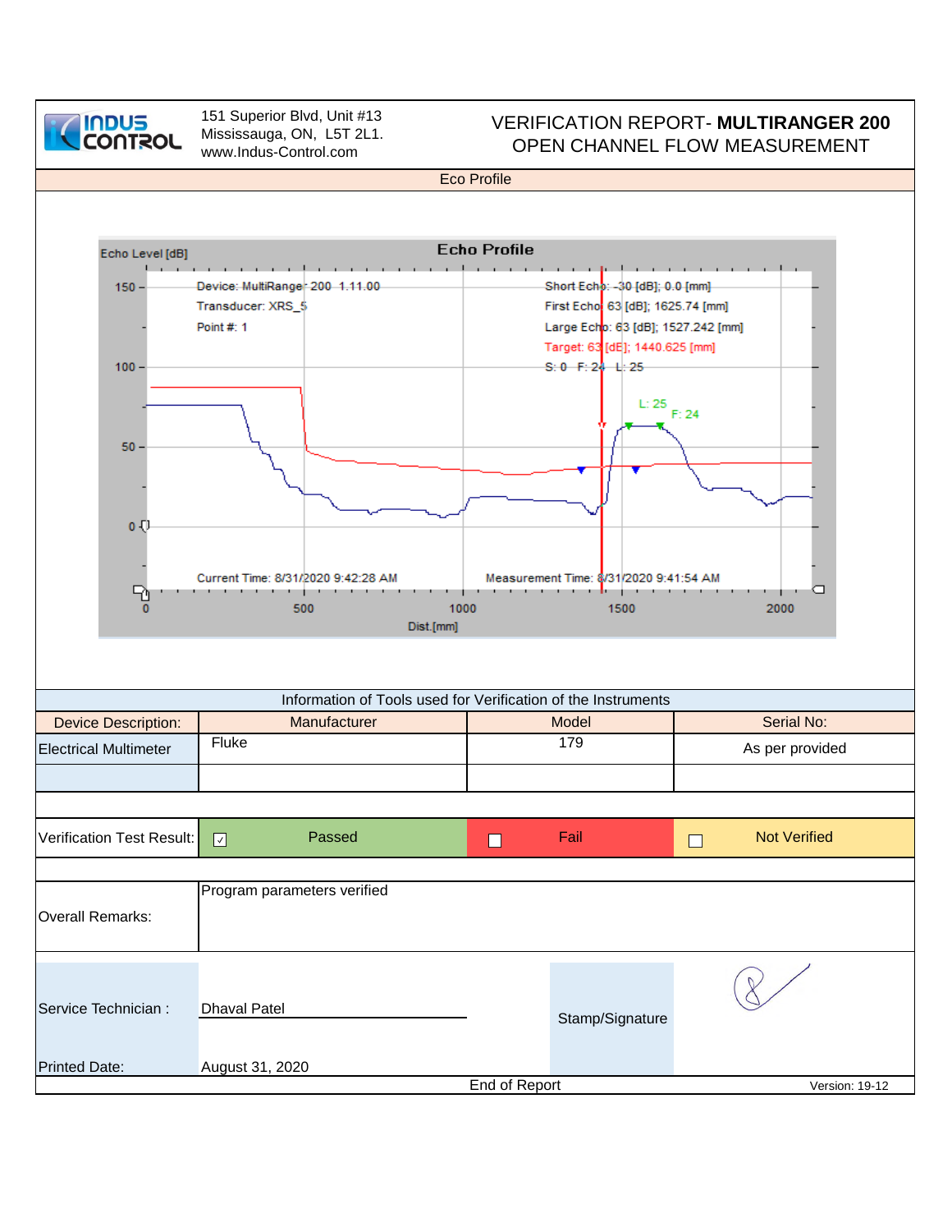**INDUS CONTROL**

151 Superior Blvd, Unit #13
Mississauga, ON, L5T 2L1.
www.Indus-Control.com

# VERIFICATION REPORT- **MULTIRANGER 200**
## OPEN CHANNEL FLOW MEASUREMENT

### Eco Profile

**Echo Profile**

Echo Level [dB]

Device: MultiRange 200 1.11.00
Transducer: XRS_5
Point #: 1

Short Echo: -30 [dB]; 0.0 [mm]
First Echo: 63 [dB]; 1625.74 [mm]
Large Echo: 63 [dB]; 1527.242 [mm]
Target: 63 [dB]; 1440.625 [mm]
S: 0 F: 24 L: 25

L: 25
F: 24

Current Time: 8/31/2020 9:42:28 AM
Measurement Time: 8/31/2020 9:41:54 AM

Dist.[mm]

### Information of Tools used for Verification of the Instruments

| Device Description: | Manufacturer | Model | Serial No: |
|---|---|---|---|
| Electrical Multimeter | Fluke | 179 | As per provided |
| | | | |

| Verification Test Result: | ☑ Passed | ☐ Fail | ☐ Not Verified |
|---|---|---|---|

| Overall Remarks: | Program parameters verified |
|---|---|

| Service Technician : | Dhaval Patel | Stamp/Signature | |
|---|---|---|---|
| Printed Date: | August 31, 2020 | | |

End of Report

Version: 19-12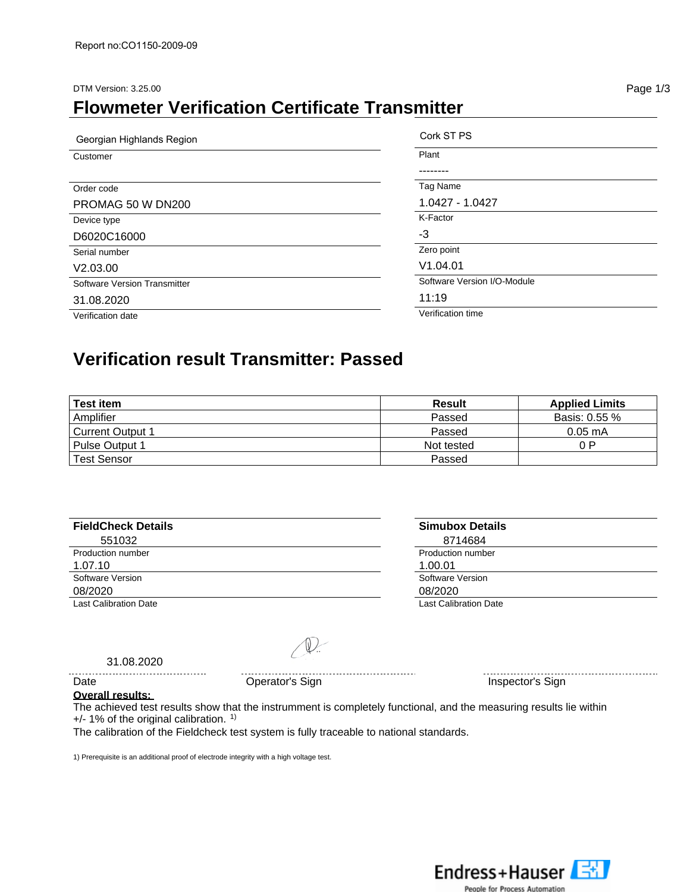Report no:CO1150-2009-09

DTM Version: 3.25.00

# Flowmeter Verification Certificate Transmitter

| | |
|---|---|
| Georgian Highlands Region | Cork ST PS |
| Customer | Plant |
| | -------- |
| Order code | Tag Name |
| PROMAG 50 W DN200 | 1.0427 - 1.0427 |
| Device type | K-Factor |
| D6020C16000 | -3 |
| Serial number | Zero point |
| V2.03.00 | V1.04.01 |
| Software Version Transmitter | Software Version I/O-Module |
| 31.08.2020 | 11:19 |
| Verification date | Verification time |

## Verification result Transmitter: Passed

| Test item | Result | Applied Limits |
|---|---|---|
| Amplifier | Passed | Basis: 0.55 % |
| Current Output 1 | Passed | 0.05 mA |
| Pulse Output 1 | Not tested | 0 P |
| Test Sensor | Passed | |

| **FieldCheck Details** | **Simubox Details** |
|---|---|
| 551032 | 8714684 |
| Production number | Production number |
| 1.07.10 | 1.00.01 |
| Software Version | Software Version |
| 08/2020 | 08/2020 |
| Last Calibration Date | Last Calibration Date |

31.08.2020

Date | Operator's Sign | Inspector's Sign

**Overall results:**

The achieved test results show that the instrument is completely functional, and the measuring results lie within +/- 1% of the original calibration. [1)]

The calibration of the Fieldcheck test system is fully traceable to national standards.

1) Prerequisite is an additional proof of electrode integrity with a high voltage test.

Endress+Hauser
People for Process Automation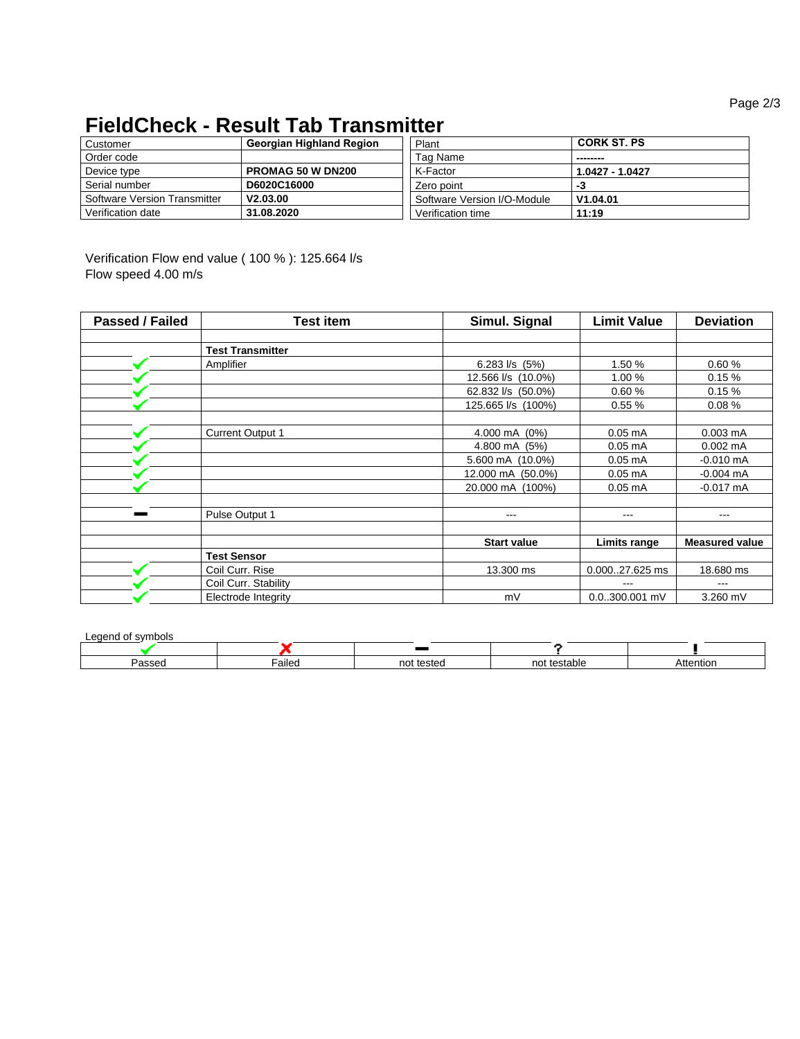# FieldCheck - Result Tab Transmitter

| Customer | Georgian Highland Region |
|---|---|
| Order code | |
| Device type | PROMAG 50 W DN200 |
| Serial number | D6020C16000 |
| Software Version Transmitter | V2.03.00 |
| Verification date | 31.08.2020 |

| Plant | CORK ST. PS |
|---|---|
| Tag Name | -------- |
| K-Factor | 1.0427 - 1.0427 |
| Zero point | -3 |
| Software Version I/O-Module | V1.04.01 |
| Verification time | 11:19 |

Verification Flow end value ( 100 % ): 125.664 l/s
Flow speed 4.00 m/s

| Passed / Failed | Test item | Simul. Signal | Limit Value | Deviation |
|---|---|---|---|---|
| | | | | |
| | **Test Transmitter** | | | |
| ✔ | Amplifier | 6.283 l/s (5%) | 1.50 % | 0.60 % |
| ✔ | | 12.566 l/s (10.0%) | 1.00 % | 0.15 % |
| ✔ | | 62.832 l/s (50.0%) | 0.60 % | 0.15 % |
| ✔ | | 125.665 l/s (100%) | 0.55 % | 0.08 % |
| | | | | |
| ✔ | Current Output 1 | 4.000 mA (0%) | 0.05 mA | 0.003 mA |
| ✔ | | 4.800 mA (5%) | 0.05 mA | 0.002 mA |
| ✔ | | 5.600 mA (10.0%) | 0.05 mA | -0.010 mA |
| ✔ | | 12.000 mA (50.0%) | 0.05 mA | -0.004 mA |
| ✔ | | 20.000 mA (100%) | 0.05 mA | -0.017 mA |
| | | | | |
| ▬ | Pulse Output 1 | --- | --- | --- |
| | | | | |
| | | **Start value** | **Limits range** | **Measured value** |
| | **Test Sensor** | | | |
| ✔ | Coil Curr. Rise | 13.300 ms | 0.000..27.625 ms | 18.680 ms |
| ✔ | Coil Curr. Stability | | --- | --- |
| ✔ | Electrode Integrity | mV | 0.0..300.001 mV | 3.260 mV |

Legend of symbols

| ✔ | ✘ | ▬ | ? | ! |
|---|---|---|---|---|
| Passed | Failed | not tested | not testable | Attention |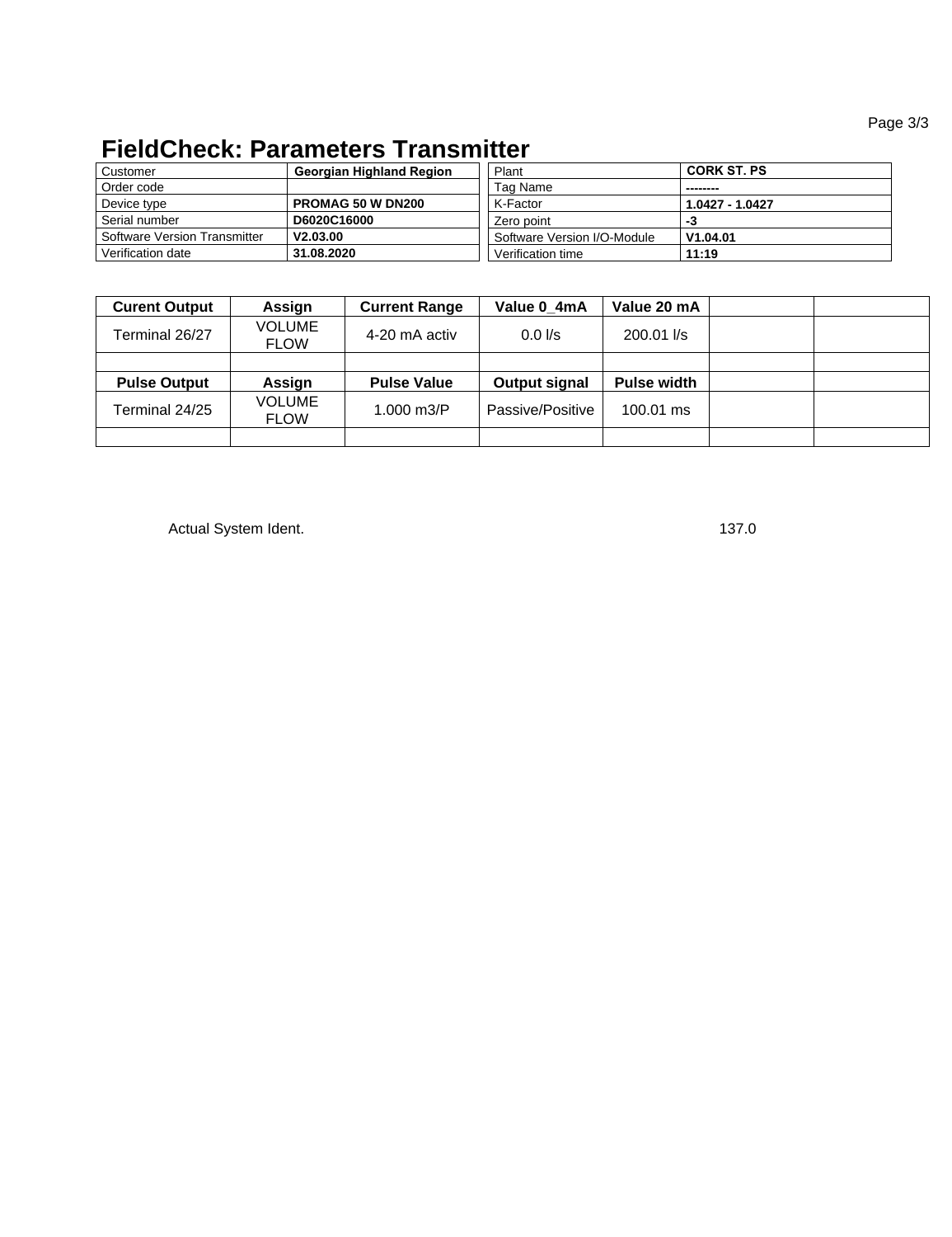# FieldCheck: Parameters Transmitter

| Customer | Georgian Highland Region | Plant | CORK ST. PS |
|---|---|---|---|
| Order code | | Tag Name | -------- |
| Device type | PROMAG 50 W DN200 | K-Factor | 1.0427 - 1.0427 |
| Serial number | D6020C16000 | Zero point | -3 |
| Software Version Transmitter | V2.03.00 | Software Version I/O-Module | V1.04.01 |
| Verification date | 31.08.2020 | Verification time | 11:19 |

| Curent Output | Assign | Current Range | Value 0_4mA | Value 20 mA | | |
|---|---|---|---|---|---|---|
| Terminal 26/27 | VOLUME FLOW | 4-20 mA activ | 0.0 l/s | 200.01 l/s | | |
| | | | | | | |
| **Pulse Output** | **Assign** | **Pulse Value** | **Output signal** | **Pulse width** | | |
| Terminal 24/25 | VOLUME FLOW | 1.000 m3/P | Passive/Positive | 100.01 ms | | |
| | | | | | | |

Actual System Ident. 137.0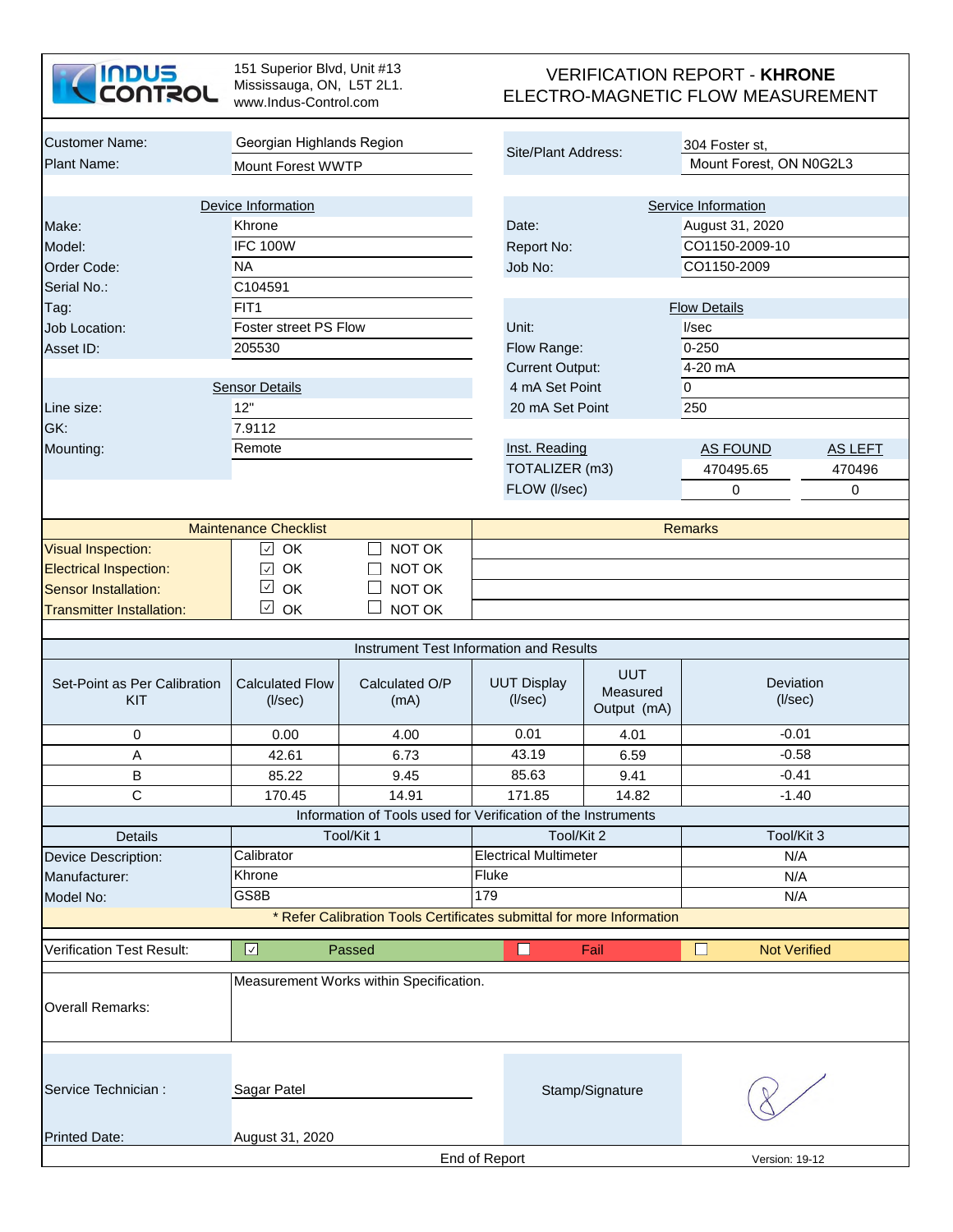**INDUS CONTROL**

151 Superior Blvd, Unit #13
Mississauga, ON, L5T 2L1.
www.Indus-Control.com

# VERIFICATION REPORT - **KHRONE**
# ELECTRO-MAGNETIC FLOW MEASUREMENT

| | | | |
|---|---|---|---|
| Customer Name: | Georgian Highlands Region | Site/Plant Address: | 304 Foster st, |
| Plant Name: | Mount Forest WWTP | | Mount Forest, ON N0G2L3 |

| Device Information | | Service Information | | |
|---|---|---|---|---|
| Make: | Khrone | Date: | August 31, 2020 | |
| Model: | IFC 100W | Report No: | CO1150-2009-10 | |
| Order Code: | NA | Job No: | CO1150-2009 | |
| Serial No.: | C104591 | | | |
| Tag: | FIT1 | **Flow Details** | | |
| Job Location: | Foster street PS Flow | Unit: | l/sec | |
| Asset ID: | 205530 | Flow Range: | 0-250 | |
| | | Current Output: | 4-20 mA | |
| **Sensor Details** | | 4 mA Set Point | 0 | |
| Line size: | 12" | 20 mA Set Point | 250 | |
| GK: | 7.9112 | | | |
| Mounting: | Remote | Inst. Reading | AS FOUND | AS LEFT |
| | | TOTALIZER (m3) | 470495.65 | 470496 |
| | | FLOW (l/sec) | 0 | 0 |

| Maintenance Checklist | | | Remarks |
|---|---|---|---|
| Visual Inspection: | ☑ OK | ☐ NOT OK | |
| Electrical Inspection: | ☑ OK | ☐ NOT OK | |
| Sensor Installation: | ☑ OK | ☐ NOT OK | |
| Transmitter Installation: | ☑ OK | ☐ NOT OK | |

**Instrument Test Information and Results**

| Set-Point as Per Calibration KIT | Calculated Flow (l/sec) | Calculated O/P (mA) | UUT Display (l/sec) | UUT Measured Output (mA) | Deviation (l/sec) |
|---|---|---|---|---|---|
| 0 | 0.00 | 4.00 | 0.01 | 4.01 | -0.01 |
| A | 42.61 | 6.73 | 43.19 | 6.59 | -0.58 |
| B | 85.22 | 9.45 | 85.63 | 9.41 | -0.41 |
| C | 170.45 | 14.91 | 171.85 | 14.82 | -1.40 |

**Information of Tools used for Verification of the Instruments**

| Details | Tool/Kit 1 | Tool/Kit 2 | Tool/Kit 3 |
|---|---|---|---|
| Device Description: | Calibrator | Electrical Multimeter | N/A |
| Manufacturer: | Khrone | Fluke | N/A |
| Model No: | GS8B | 179 | N/A |

* Refer Calibration Tools Certificates submittal for more Information

| Verification Test Result: | ☑ Passed | ☐ Fail | ☐ Not Verified |
|---|---|---|---|

Overall Remarks: Measurement Works within Specification.

Service Technician : Sagar Patel

Stamp/Signature

Printed Date: August 31, 2020

End of Report

Version: 19-12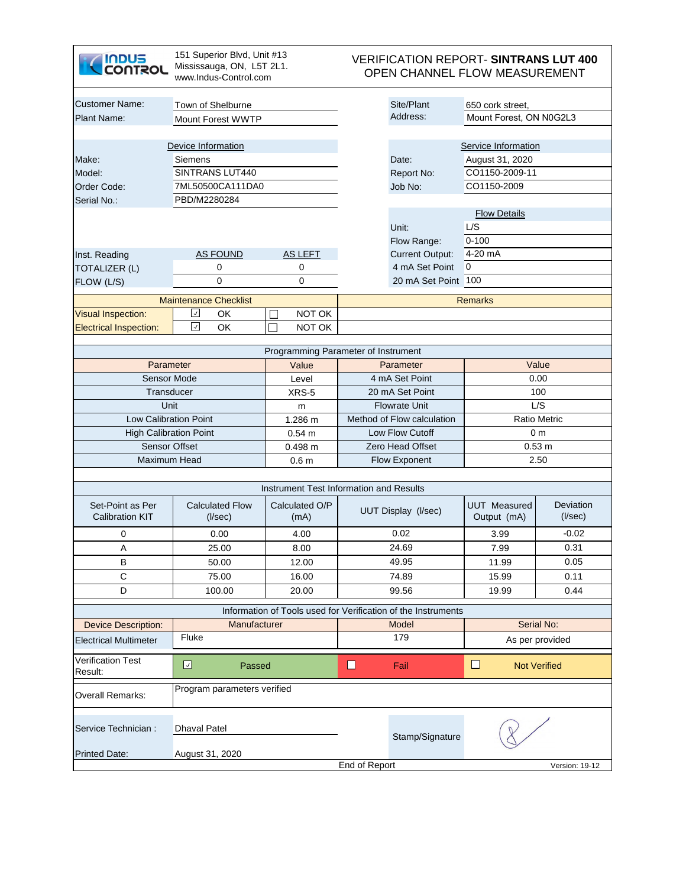**INDUS CONTROL**
151 Superior Blvd, Unit #13
Mississauga, ON, L5T 2L1.
www.Indus-Control.com

# VERIFICATION REPORT- **SINTRANS LUT 400**
## OPEN CHANNEL FLOW MEASUREMENT

| | | | |
|---|---|---|---|
| Customer Name: | Town of Shelburne | Site/Plant Address: | 650 cork street, |
| Plant Name: | Mount Forest WWTP | | Mount Forest, ON N0G2L3 |

| Device Information | | Service Information | |
|---|---|---|---|
| Make: | Siemens | Date: | August 31, 2020 |
| Model: | SINTRANS LUT440 | Report No: | CO1150-2009-11 |
| Order Code: | 7ML50500CA111DA0 | Job No: | CO1150-2009 |
| Serial No.: | PBD/M2280284 | | |

| Flow Details | |
|---|---|
| Unit: | L/S |
| Flow Range: | 0-100 |
| Current Output: | 4-20 mA |
| 4 mA Set Point | 0 |
| 20 mA Set Point | 100 |

| Inst. Reading | AS FOUND | AS LEFT |
|---|---|---|
| TOTALIZER (L) | 0 | 0 |
| FLOW (L/S) | 0 | 0 |

| Maintenance Checklist | | | Remarks |
|---|---|---|---|
| Visual Inspection: | ☑ OK | ☐ NOT OK | |
| Electrical Inspection: | ☑ OK | ☐ NOT OK | |

**Programming Parameter of Instrument**

| Parameter | Value | Parameter | Value |
|---|---|---|---|
| Sensor Mode | Level | 4 mA Set Point | 0.00 |
| Transducer | XRS-5 | 20 mA Set Point | 100 |
| Unit | m | Flowrate Unit | L/S |
| Low Calibration Point | 1.286 m | Method of Flow calculation | Ratio Metric |
| High Calibration Point | 0.54 m | Low Flow Cutoff | 0 m |
| Sensor Offset | 0.498 m | Zero Head Offset | 0.53 m |
| Maximum Head | 0.6 m | Flow Exponent | 2.50 |

**Instrument Test Information and Results**

| Set-Point as Per Calibration KIT | Calculated Flow (l/sec) | Calculated O/P (mA) | UUT Display (l/sec) | UUT Measured Output (mA) | Deviation (l/sec) |
|---|---|---|---|---|---|
| 0 | 0.00 | 4.00 | 0.02 | 3.99 | -0.02 |
| A | 25.00 | 8.00 | 24.69 | 7.99 | 0.31 |
| B | 50.00 | 12.00 | 49.95 | 11.99 | 0.05 |
| C | 75.00 | 16.00 | 74.89 | 15.99 | 0.11 |
| D | 100.00 | 20.00 | 99.56 | 19.99 | 0.44 |

**Information of Tools used for Verification of the Instruments**

| Device Description: | Manufacturer | Model | Serial No: |
|---|---|---|---|
| Electrical Multimeter | Fluke | 179 | As per provided |

| Verification Test Result: | ☑ Passed | ☐ Fail | ☐ Not Verified |
|---|---|---|---|

| | |
|---|---|
| Overall Remarks: | Program parameters verified |

| | | | |
|---|---|---|---|
| Service Technician : | Dhaval Patel | Stamp/Signature | |
| Printed Date: | August 31, 2020 | | |

End of Report

Version: 19-12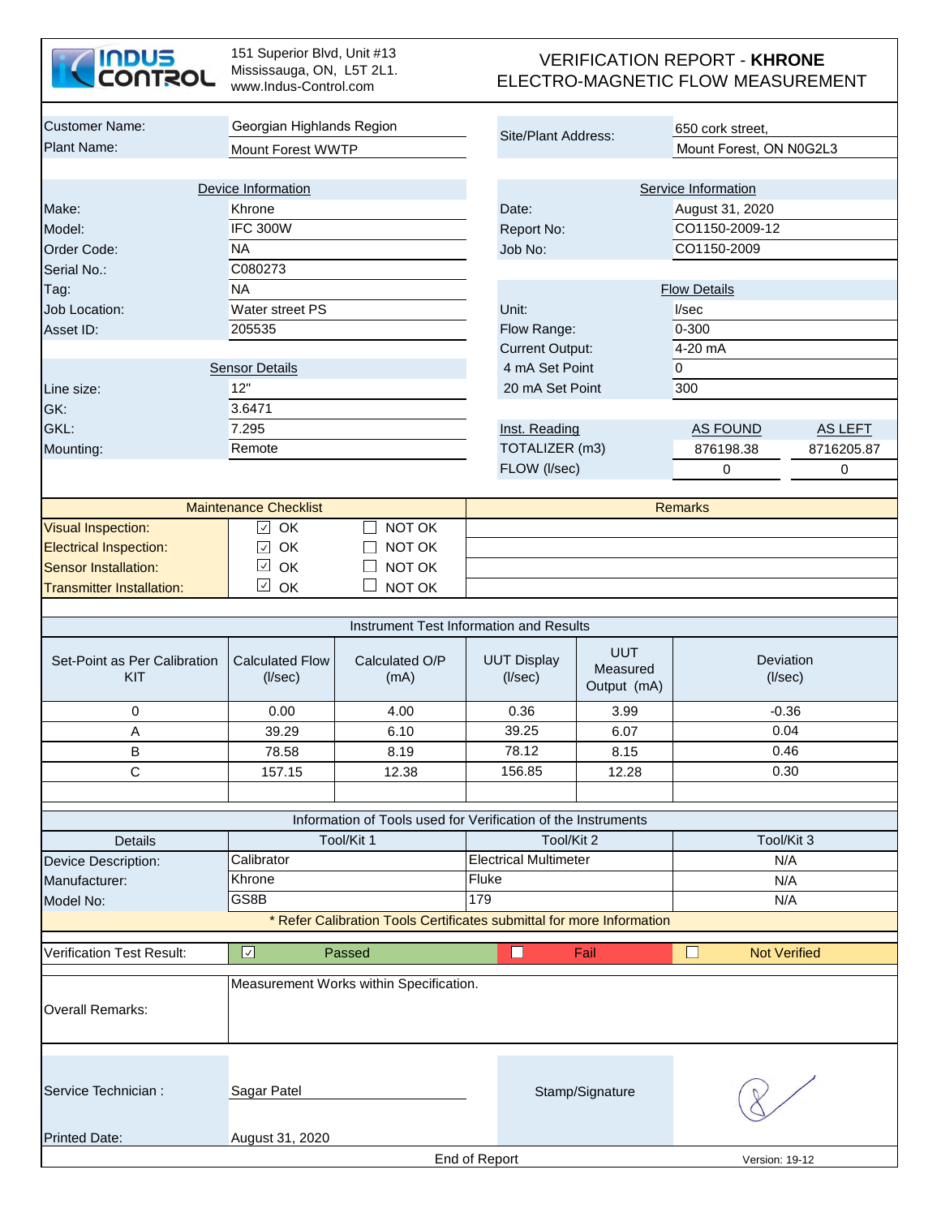INDUS CONTROL

151 Superior Blvd, Unit #13
Mississauga, ON, L5T 2L1.
www.Indus-Control.com

# VERIFICATION REPORT - **KHRONE**
# ELECTRO-MAGNETIC FLOW MEASUREMENT

| | | | |
|---|---|---|---|
| Customer Name: | Georgian Highlands Region | Site/Plant Address: | 650 cork street, |
| Plant Name: | Mount Forest WWTP | | Mount Forest, ON N0G2L3 |

| Device Information | | Service Information | | |
|---|---|---|---|---|
| Make: | Khrone | Date: | August 31, 2020 | |
| Model: | IFC 300W | Report No: | CO1150-2009-12 | |
| Order Code: | NA | Job No: | CO1150-2009 | |
| Serial No.: | C080273 | | | |
| Tag: | NA | **Flow Details** | | |
| Job Location: | Water street PS | Unit: | l/sec | |
| Asset ID: | 205535 | Flow Range: | 0-300 | |
| | | Current Output: | 4-20 mA | |
| **Sensor Details** | | 4 mA Set Point | 0 | |
| Line size: | 12" | 20 mA Set Point | 300 | |
| GK: | 3.6471 | | | |
| GKL: | 7.295 | Inst. Reading | AS FOUND | AS LEFT |
| Mounting: | Remote | TOTALIZER (m3) | 876198.38 | 8716205.87 |
| | | FLOW (l/sec) | 0 | 0 |

| Maintenance Checklist | | | Remarks |
|---|---|---|---|
| Visual Inspection: | ☑ OK | ☐ NOT OK | |
| Electrical Inspection: | ☑ OK | ☐ NOT OK | |
| Sensor Installation: | ☑ OK | ☐ NOT OK | |
| Transmitter Installation: | ☑ OK | ☐ NOT OK | |

**Instrument Test Information and Results**

| Set-Point as Per Calibration KIT | Calculated Flow (l/sec) | Calculated O/P (mA) | UUT Display (l/sec) | UUT Measured Output (mA) | Deviation (l/sec) |
|---|---|---|---|---|---|
| 0 | 0.00 | 4.00 | 0.36 | 3.99 | -0.36 |
| A | 39.29 | 6.10 | 39.25 | 6.07 | 0.04 |
| B | 78.58 | 8.19 | 78.12 | 8.15 | 0.46 |
| C | 157.15 | 12.38 | 156.85 | 12.28 | 0.30 |
| | | | | | |

**Information of Tools used for Verification of the Instruments**

| Details | Tool/Kit 1 | Tool/Kit 2 | Tool/Kit 3 |
|---|---|---|---|
| Device Description: | Calibrator | Electrical Multimeter | N/A |
| Manufacturer: | Khrone | Fluke | N/A |
| Model No: | GS8B | 179 | N/A |

* Refer Calibration Tools Certificates submittal for more Information

| Verification Test Result: | ☑ Passed | ☐ Fail | ☐ Not Verified |
|---|---|---|---|

Overall Remarks: Measurement Works within Specification.

Service Technician : Sagar Patel

Stamp/Signature

Printed Date: August 31, 2020

End of Report

Version: 19-12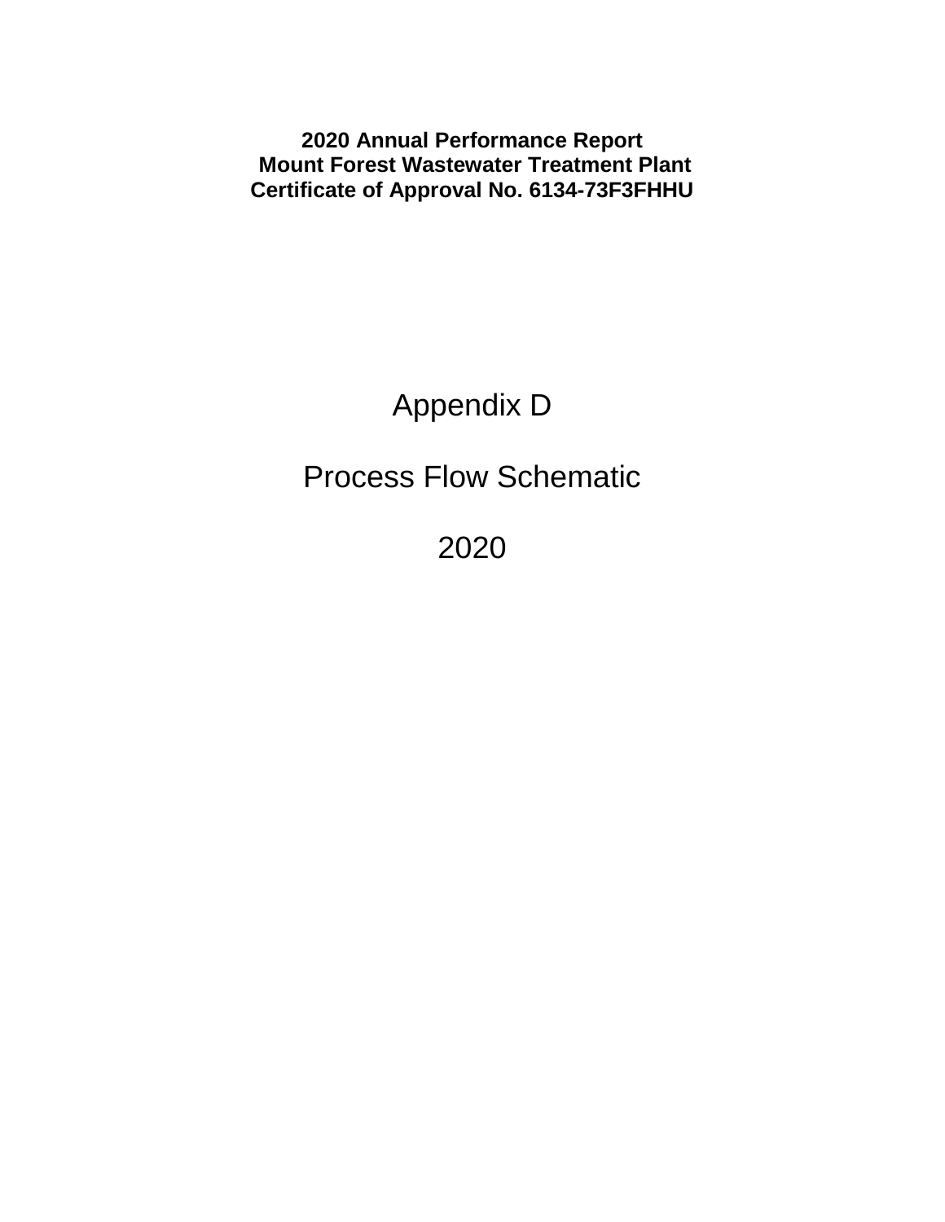**2020 Annual Performance Report**
**Mount Forest Wastewater Treatment Plant**
**Certificate of Approval No. 6134-73F3FHHU**

# Appendix D

# Process Flow Schematic

# 2020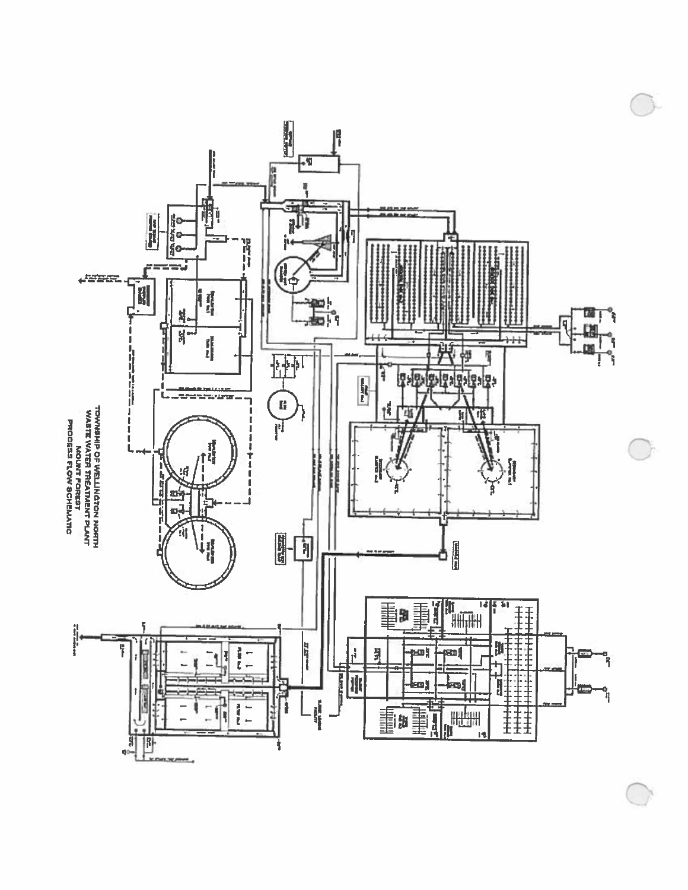TOWNSHIP OF WELLINGTON NORTH
WASTE WATER TREATMENT PLANT
MOUNT FOREST
PROCESS FLOW SCHEMATIC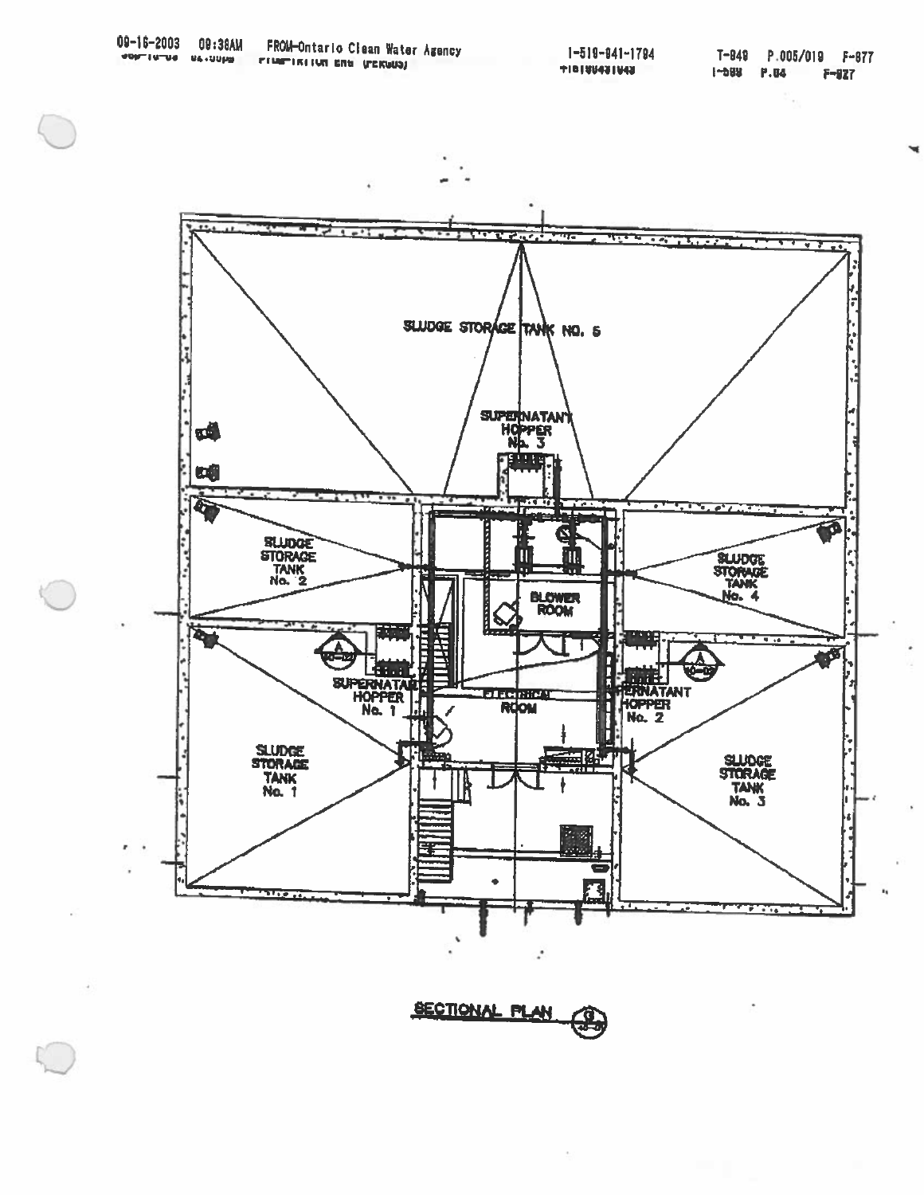SLUDGE STORAGE TANK NO. 5

SUPERNATANT HOPPER No. 3

SLUDGE STORAGE TANK No. 2

BLOWER ROOM

SLUDGE STORAGE TANK No. 4

SUPERNATANT HOPPER No. 1

ELECTRICAL ROOM

SUPERNATANT HOPPER No. 2

SLUDGE STORAGE TANK No. 1

SLUDGE STORAGE TANK No. 3

SECTIONAL PLAN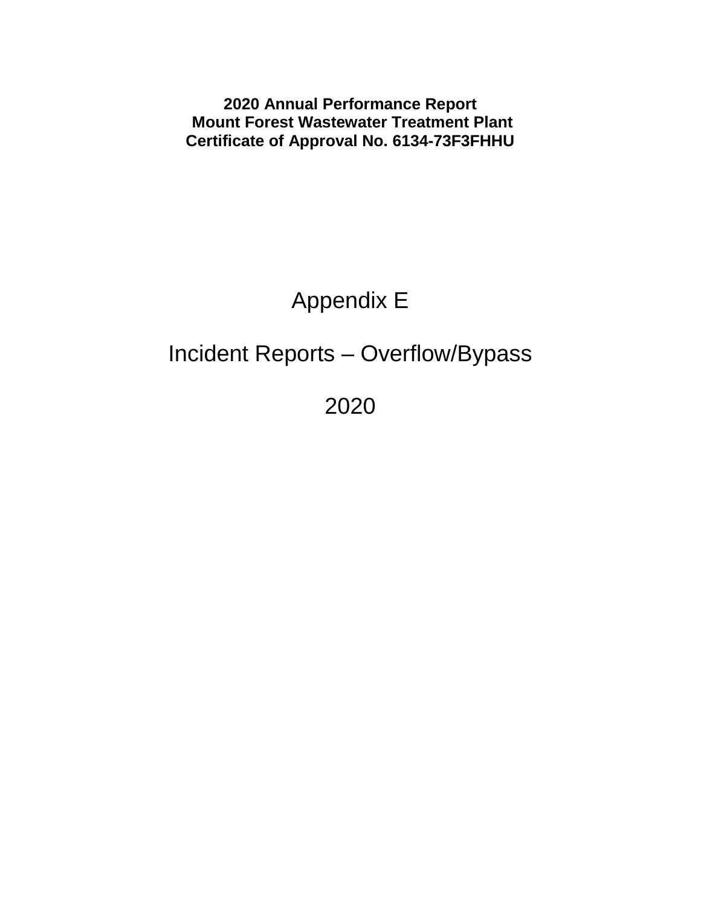**2020 Annual Performance Report**
**Mount Forest Wastewater Treatment Plant**
**Certificate of Approval No. 6134-73F3FHHU**

# Appendix E

# Incident Reports – Overflow/Bypass

# 2020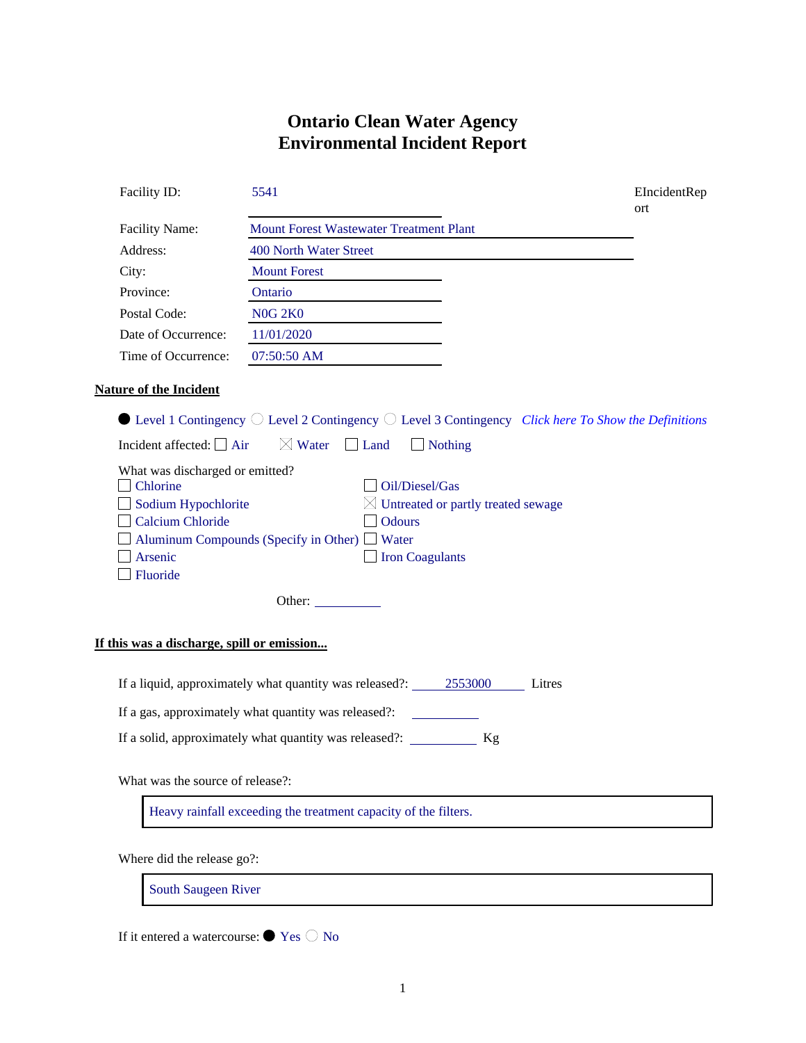# Ontario Clean Water Agency
# Environmental Incident Report

EIncidentReport

| | |
|---|---|
| Facility ID: | 5541 |
| Facility Name: | Mount Forest Wastewater Treatment Plant |
| Address: | 400 North Water Street |
| City: | Mount Forest |
| Province: | Ontario |
| Postal Code: | N0G 2K0 |
| Date of Occurrence: | 11/01/2020 |
| Time of Occurrence: | 07:50:50 AM |

**Nature of the Incident**

● Level 1 Contingency ○ Level 2 Contingency ○ Level 3 Contingency *Click here To Show the Definitions*

Incident affected: ☐ Air ☒ Water ☐ Land ☐ Nothing

What was discharged or emitted?

- ☐ Chlorine
- ☐ Sodium Hypochlorite
- ☐ Calcium Chloride
- ☐ Aluminum Compounds (Specify in Other)
- ☐ Arsenic
- ☐ Fluoride
- ☐ Oil/Diesel/Gas
- ☒ Untreated or partly treated sewage
- ☐ Odours
- ☐ Water
- ☐ Iron Coagulants

Other: ___________

**If this was a discharge, spill or emission...**

If a liquid, approximately what quantity was released?: 2553000 Litres

If a gas, approximately what quantity was released?: ___________

If a solid, approximately what quantity was released?: ___________ Kg

What was the source of release?:

Heavy rainfall exceeding the treatment capacity of the filters.

Where did the release go?:

South Saugeen River

If it entered a watercourse: ● Yes ○ No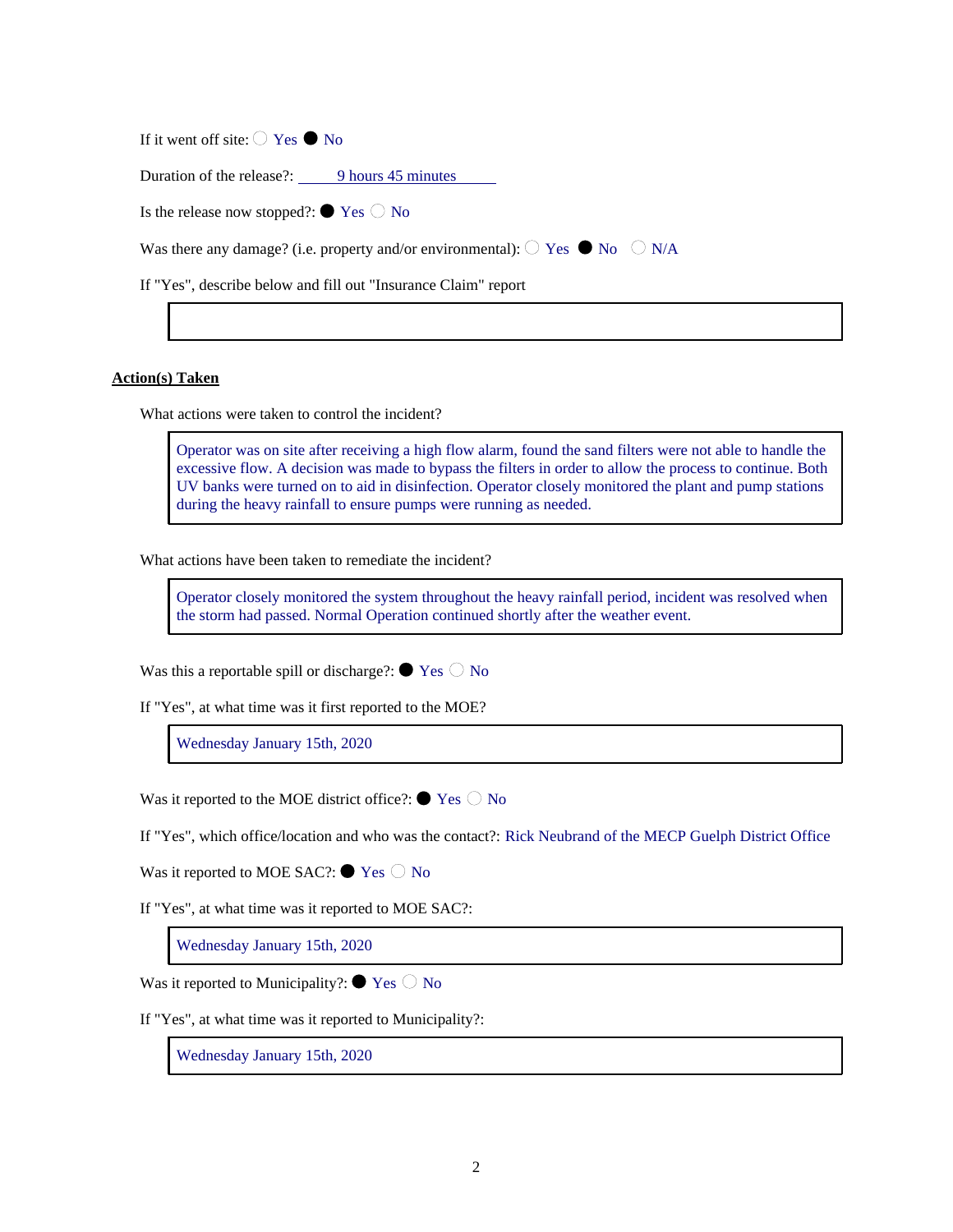If it went off site: ○ Yes ● No

Duration of the release?: 9 hours 45 minutes

Is the release now stopped?: ● Yes ○ No

Was there any damage? (i.e. property and/or environmental): ○ Yes ● No ○ N/A

If "Yes", describe below and fill out "Insurance Claim" report

## Action(s) Taken

What actions were taken to control the incident?

Operator was on site after receiving a high flow alarm, found the sand filters were not able to handle the excessive flow. A decision was made to bypass the filters in order to allow the process to continue. Both UV banks were turned on to aid in disinfection. Operator closely monitored the plant and pump stations during the heavy rainfall to ensure pumps were running as needed.

What actions have been taken to remediate the incident?

Operator closely monitored the system throughout the heavy rainfall period, incident was resolved when the storm had passed. Normal Operation continued shortly after the weather event.

Was this a reportable spill or discharge?: ● Yes ○ No

If "Yes", at what time was it first reported to the MOE?

Wednesday January 15th, 2020

Was it reported to the MOE district office?: ● Yes ○ No

If "Yes", which office/location and who was the contact?: Rick Neubrand of the MECP Guelph District Office

Was it reported to MOE SAC?: ● Yes ○ No

If "Yes", at what time was it reported to MOE SAC?:

Wednesday January 15th, 2020

Was it reported to Municipality?: ● Yes ○ No

If "Yes", at what time was it reported to Municipality?:

Wednesday January 15th, 2020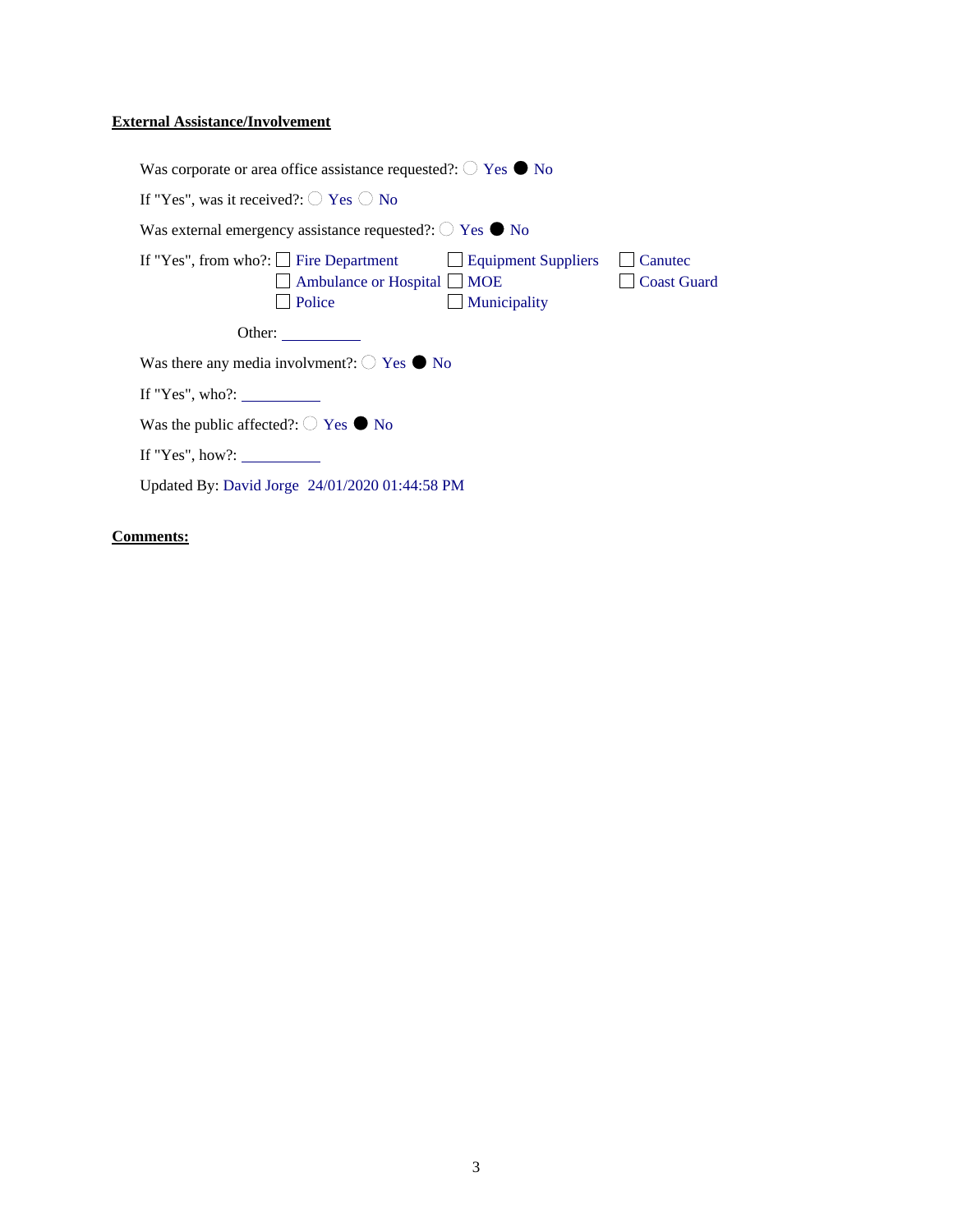**External Assistance/Involvement**

Was corporate or area office assistance requested?: ○ Yes ● No

If "Yes", was it received?: ○ Yes ○ No

Was external emergency assistance requested?: ○ Yes ● No

If "Yes", from who?:
- ☐ Fire Department
- ☐ Ambulance or Hospital
- ☐ Police
- ☐ Equipment Suppliers
- ☐ MOE
- ☐ Municipality
- ☐ Canutec
- ☐ Coast Guard

Other: __________

Was there any media involvment?: ○ Yes ● No

If "Yes", who?: __________

Was the public affected?: ○ Yes ● No

If "Yes", how?: __________

Updated By: David Jorge 24/01/2020 01:44:58 PM

**Comments:**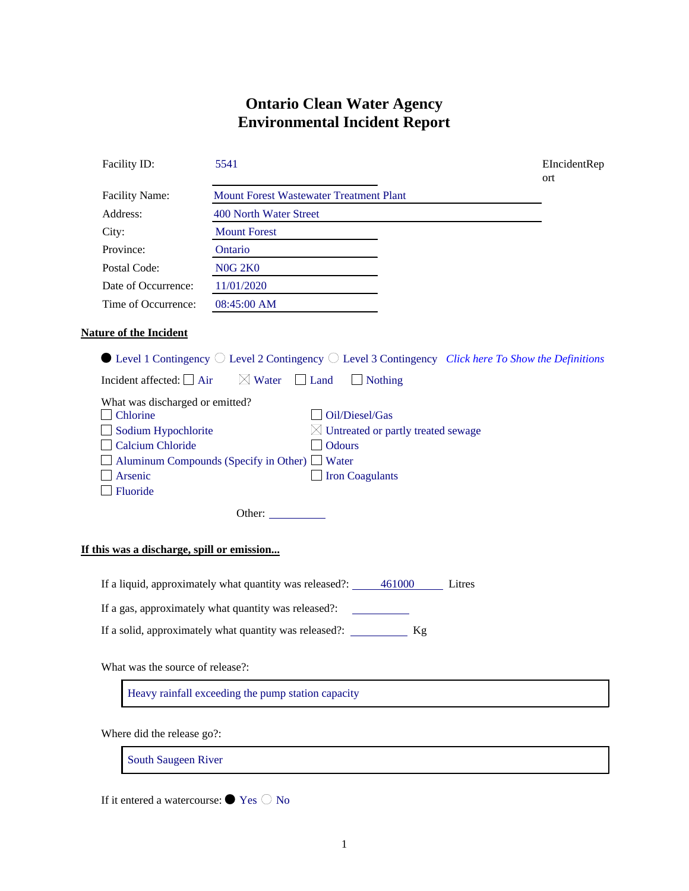# Ontario Clean Water Agency
# Environmental Incident Report

EIncidentReport

| | |
|---|---|
| Facility ID: | 5541 |
| Facility Name: | Mount Forest Wastewater Treatment Plant |
| Address: | 400 North Water Street |
| City: | Mount Forest |
| Province: | Ontario |
| Postal Code: | N0G 2K0 |
| Date of Occurrence: | 11/01/2020 |
| Time of Occurrence: | 08:45:00 AM |

**Nature of the Incident**

● Level 1 Contingency ○ Level 2 Contingency ○ Level 3 Contingency *Click here To Show the Definitions*

Incident affected: ☐ Air ☒ Water ☐ Land ☐ Nothing

What was discharged or emitted?

- ☐ Chlorine
- ☐ Sodium Hypochlorite
- ☐ Calcium Chloride
- ☐ Aluminum Compounds (Specify in Other)
- ☐ Arsenic
- ☐ Fluoride
- ☐ Oil/Diesel/Gas
- ☒ Untreated or partly treated sewage
- ☐ Odours
- ☐ Water
- ☐ Iron Coagulants

Other: __________

**If this was a discharge, spill or emission...**

If a liquid, approximately what quantity was released?: 461000 Litres

If a gas, approximately what quantity was released?: __________

If a solid, approximately what quantity was released?: __________ Kg

What was the source of release?:

Heavy rainfall exceeding the pump station capacity

Where did the release go?:

South Saugeen River

If it entered a watercourse: ● Yes ○ No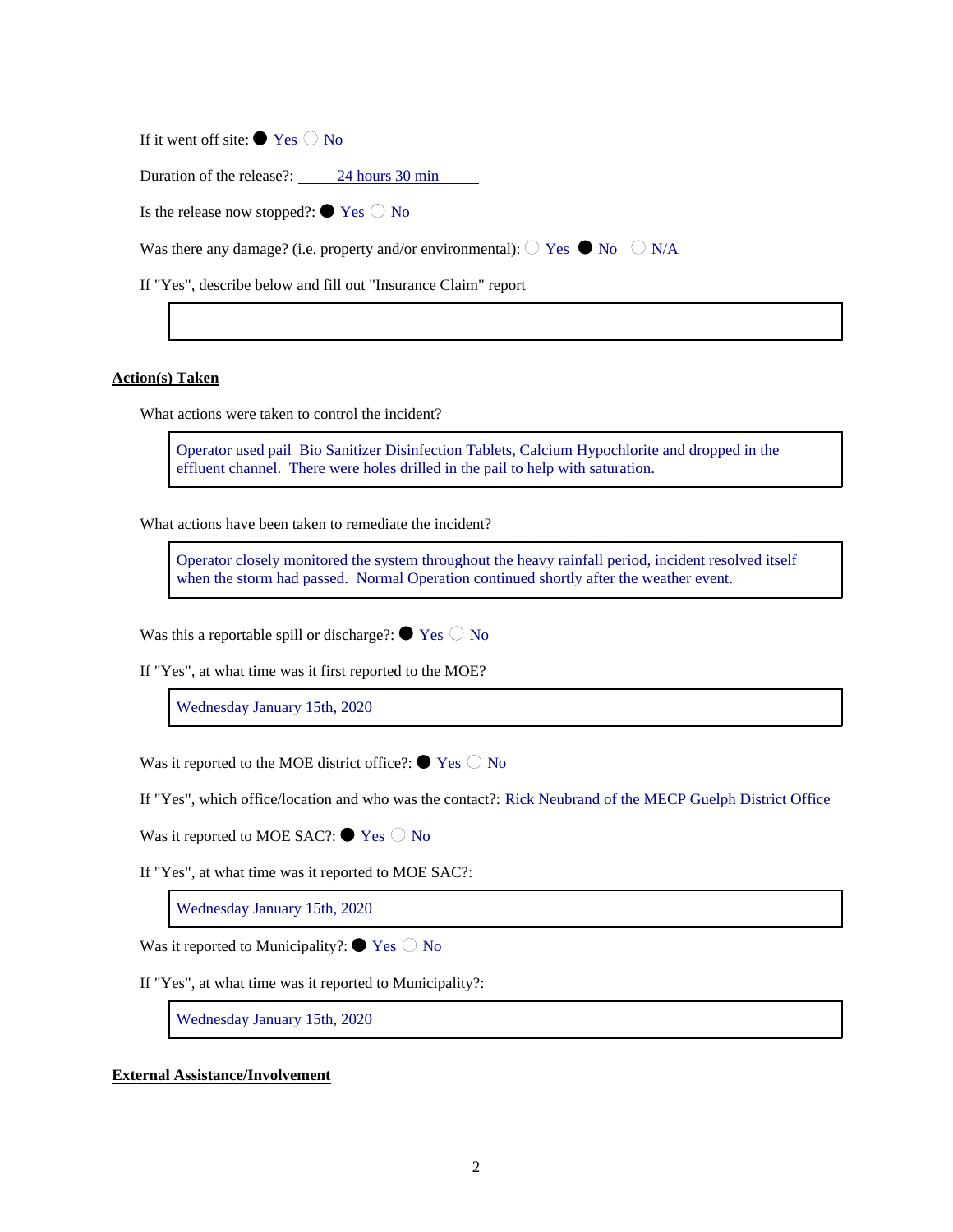If it went off site: ● Yes ○ No

Duration of the release?: 24 hours 30 min

Is the release now stopped?: ● Yes ○ No

Was there any damage? (i.e. property and/or environmental): ○ Yes ● No ○ N/A

If "Yes", describe below and fill out "Insurance Claim" report

**Action(s) Taken**

What actions were taken to control the incident?

> Operator used pail Bio Sanitizer Disinfection Tablets, Calcium Hypochlorite and dropped in the effluent channel. There were holes drilled in the pail to help with saturation.

What actions have been taken to remediate the incident?

> Operator closely monitored the system throughout the heavy rainfall period, incident resolved itself when the storm had passed. Normal Operation continued shortly after the weather event.

Was this a reportable spill or discharge?: ● Yes ○ No

If "Yes", at what time was it first reported to the MOE?

> Wednesday January 15th, 2020

Was it reported to the MOE district office?: ● Yes ○ No

If "Yes", which office/location and who was the contact?: Rick Neubrand of the MECP Guelph District Office

Was it reported to MOE SAC?: ● Yes ○ No

If "Yes", at what time was it reported to MOE SAC?:

> Wednesday January 15th, 2020

Was it reported to Municipality?: ● Yes ○ No

If "Yes", at what time was it reported to Municipality?:

> Wednesday January 15th, 2020

**External Assistance/Involvement**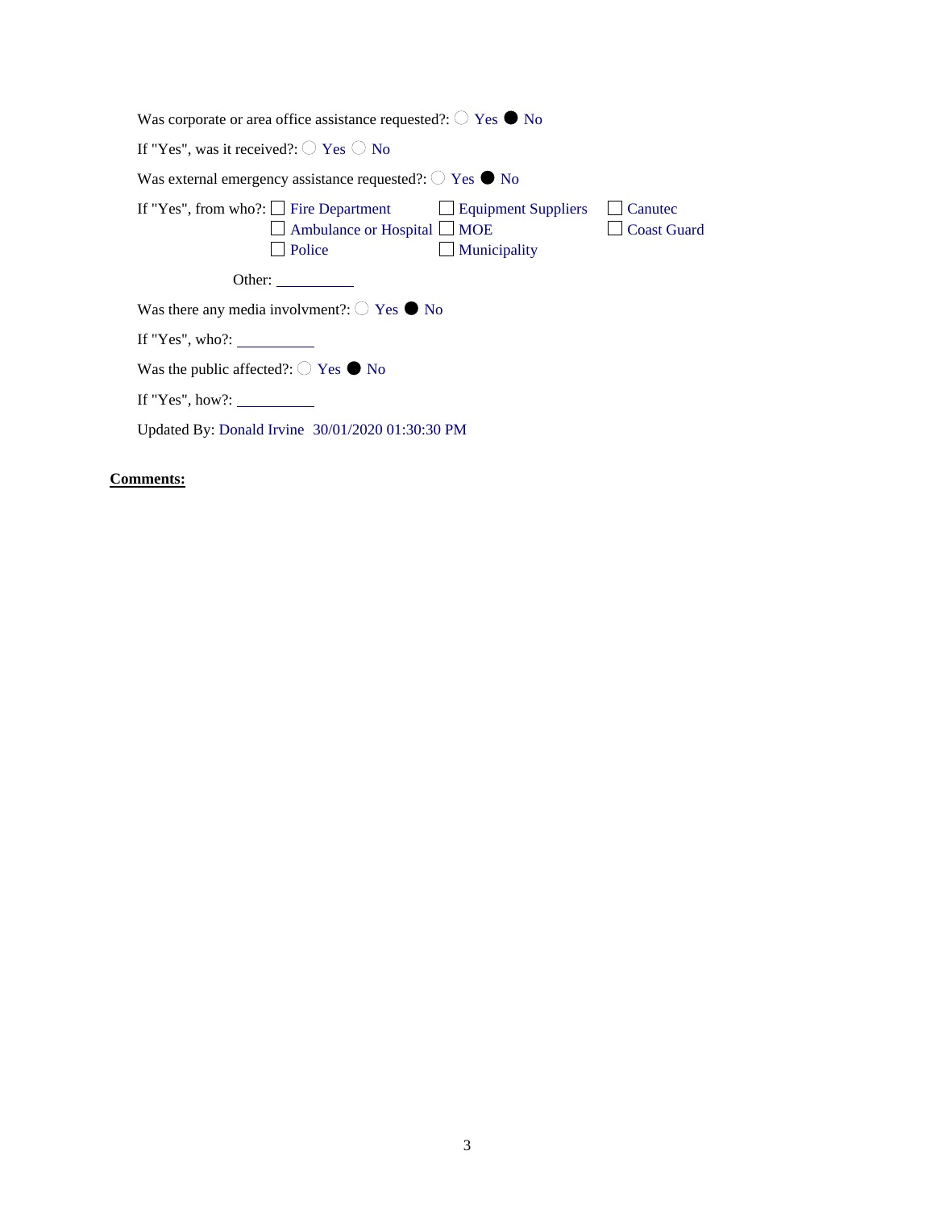Was corporate or area office assistance requested?: ◯ Yes ● No

If "Yes", was it received?: ◯ Yes ◯ No

Was external emergency assistance requested?: ◯ Yes ● No

If "Yes", from who?:

- ☐ Fire Department
- ☐ Ambulance or Hospital
- ☐ Police
- ☐ Equipment Suppliers
- ☐ MOE
- ☐ Municipality
- ☐ Canutec
- ☐ Coast Guard

Other: __________

Was there any media involvment?: ◯ Yes ● No

If "Yes", who?: __________

Was the public affected?: ◯ Yes ● No

If "Yes", how?: __________

Updated By: Donald Irvine 30/01/2020 01:30:30 PM

**Comments:**